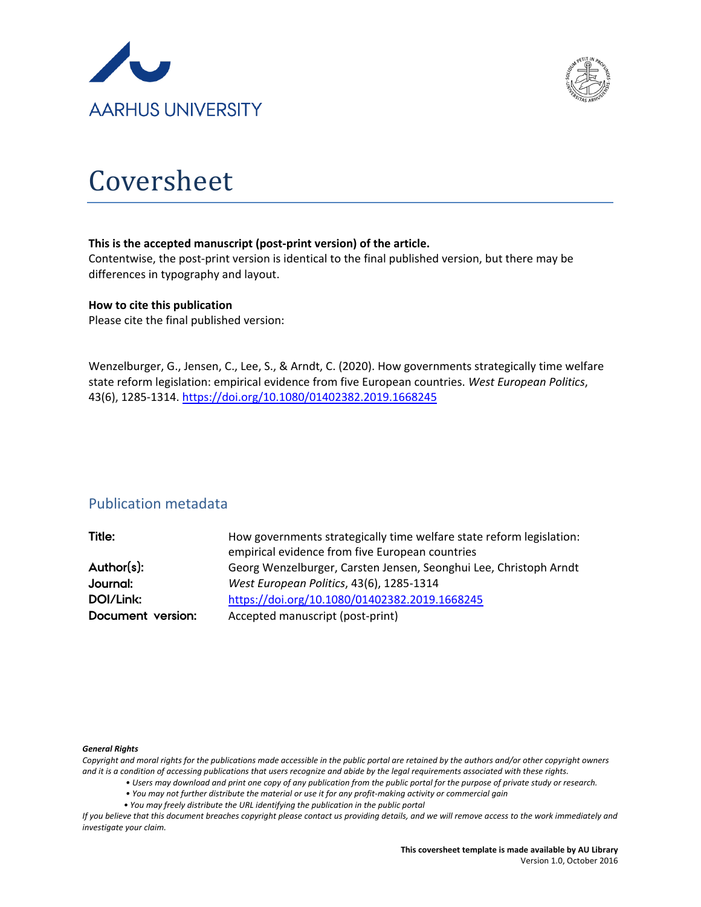AARHUS UNIVERSITY

# Coversheet

**This is the accepted manuscript (post-print version) of the article.**
Contentwise, the post-print version is identical to the final published version, but there may be differences in typography and layout.

**How to cite this publication**
Please cite the final published version:

Wenzelburger, G., Jensen, C., Lee, S., & Arndt, C. (2020). How governments strategically time welfare state reform legislation: empirical evidence from five European countries. *West European Politics*, 43(6), 1285-1314. https://doi.org/10.1080/01402382.2019.1668245

## Publication metadata

| | |
|---|---|
| **Title:** | How governments strategically time welfare state reform legislation: empirical evidence from five European countries |
| **Author(s):** | Georg Wenzelburger, Carsten Jensen, Seonghui Lee, Christoph Arndt |
| **Journal:** | *West European Politics*, 43(6), 1285-1314 |
| **DOI/Link:** | https://doi.org/10.1080/01402382.2019.1668245 |
| **Document version:** | Accepted manuscript (post-print) |

***General Rights***
*Copyright and moral rights for the publications made accessible in the public portal are retained by the authors and/or other copyright owners and it is a condition of accessing publications that users recognize and abide by the legal requirements associated with these rights.*

- *Users may download and print one copy of any publication from the public portal for the purpose of private study or research.*
- *You may not further distribute the material or use it for any profit-making activity or commercial gain*
- *You may freely distribute the URL identifying the publication in the public portal*

*If you believe that this document breaches copyright please contact us providing details, and we will remove access to the work immediately and investigate your claim.*

**This coversheet template is made available by AU Library**
Version 1.0, October 2016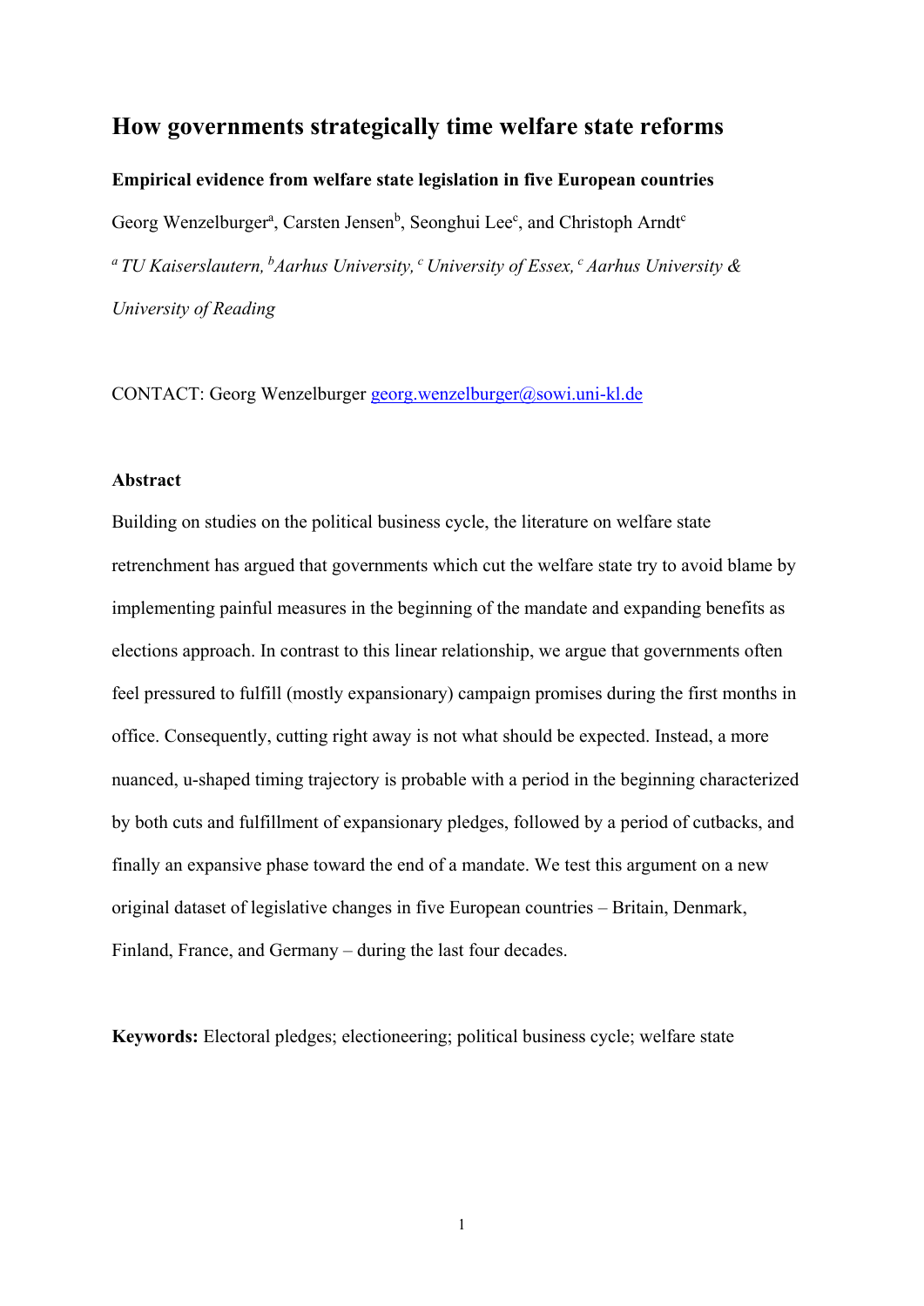# How governments strategically time welfare state reforms

**Empirical evidence from welfare state legislation in five European countries**

Georg Wenzelburger[a], Carsten Jensen[b], Seonghui Lee[c], and Christoph Arndt[c]

*[a] TU Kaiserslautern, [b] Aarhus University, [c] University of Essex, [c] Aarhus University & University of Reading*

CONTACT: Georg Wenzelburger georg.wenzelburger@sowi.uni-kl.de

**Abstract**

Building on studies on the political business cycle, the literature on welfare state retrenchment has argued that governments which cut the welfare state try to avoid blame by implementing painful measures in the beginning of the mandate and expanding benefits as elections approach. In contrast to this linear relationship, we argue that governments often feel pressured to fulfill (mostly expansionary) campaign promises during the first months in office. Consequently, cutting right away is not what should be expected. Instead, a more nuanced, u-shaped timing trajectory is probable with a period in the beginning characterized by both cuts and fulfillment of expansionary pledges, followed by a period of cutbacks, and finally an expansive phase toward the end of a mandate. We test this argument on a new original dataset of legislative changes in five European countries – Britain, Denmark, Finland, France, and Germany – during the last four decades.

**Keywords:** Electoral pledges; electioneering; political business cycle; welfare state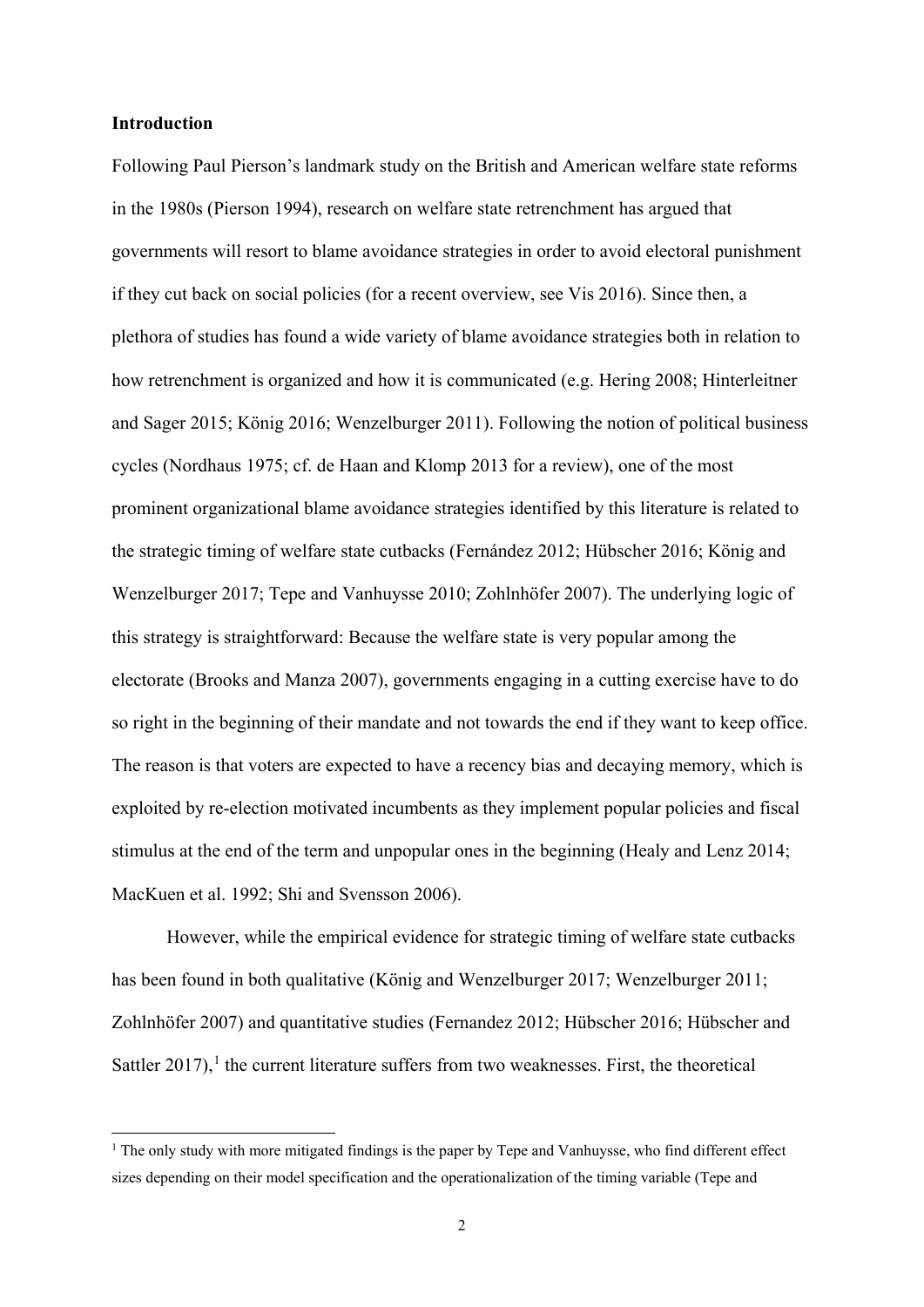**Introduction**

Following Paul Pierson's landmark study on the British and American welfare state reforms in the 1980s (Pierson 1994), research on welfare state retrenchment has argued that governments will resort to blame avoidance strategies in order to avoid electoral punishment if they cut back on social policies (for a recent overview, see Vis 2016). Since then, a plethora of studies has found a wide variety of blame avoidance strategies both in relation to how retrenchment is organized and how it is communicated (e.g. Hering 2008; Hinterleitner and Sager 2015; König 2016; Wenzelburger 2011). Following the notion of political business cycles (Nordhaus 1975; cf. de Haan and Klomp 2013 for a review), one of the most prominent organizational blame avoidance strategies identified by this literature is related to the strategic timing of welfare state cutbacks (Fernández 2012; Hübscher 2016; König and Wenzelburger 2017; Tepe and Vanhuysse 2010; Zohlnhöfer 2007). The underlying logic of this strategy is straightforward: Because the welfare state is very popular among the electorate (Brooks and Manza 2007), governments engaging in a cutting exercise have to do so right in the beginning of their mandate and not towards the end if they want to keep office. The reason is that voters are expected to have a recency bias and decaying memory, which is exploited by re-election motivated incumbents as they implement popular policies and fiscal stimulus at the end of the term and unpopular ones in the beginning (Healy and Lenz 2014; MacKuen et al. 1992; Shi and Svensson 2006).

However, while the empirical evidence for strategic timing of welfare state cutbacks has been found in both qualitative (König and Wenzelburger 2017; Wenzelburger 2011; Zohlnhöfer 2007) and quantitative studies (Fernandez 2012; Hübscher 2016; Hübscher and Sattler 2017),[1] the current literature suffers from two weaknesses. First, the theoretical

[1] The only study with more mitigated findings is the paper by Tepe and Vanhuysse, who find different effect sizes depending on their model specification and the operationalization of the timing variable (Tepe and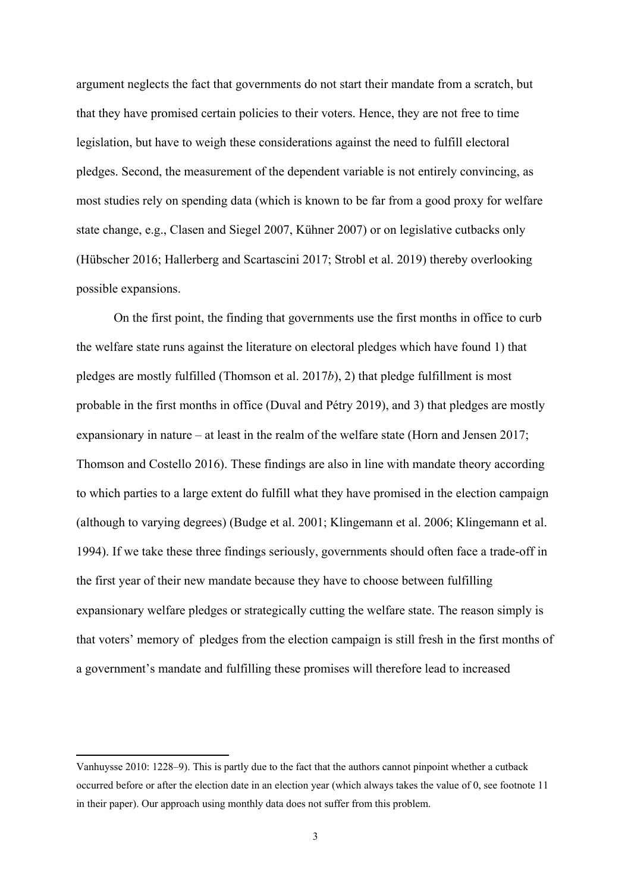argument neglects the fact that governments do not start their mandate from a scratch, but that they have promised certain policies to their voters. Hence, they are not free to time legislation, but have to weigh these considerations against the need to fulfill electoral pledges. Second, the measurement of the dependent variable is not entirely convincing, as most studies rely on spending data (which is known to be far from a good proxy for welfare state change, e.g., Clasen and Siegel 2007, Kühner 2007) or on legislative cutbacks only (Hübscher 2016; Hallerberg and Scartascini 2017; Strobl et al. 2019) thereby overlooking possible expansions.

On the first point, the finding that governments use the first months in office to curb the welfare state runs against the literature on electoral pledges which have found 1) that pledges are mostly fulfilled (Thomson et al. 2017*b*), 2) that pledge fulfillment is most probable in the first months in office (Duval and Pétry 2019), and 3) that pledges are mostly expansionary in nature – at least in the realm of the welfare state (Horn and Jensen 2017; Thomson and Costello 2016). These findings are also in line with mandate theory according to which parties to a large extent do fulfill what they have promised in the election campaign (although to varying degrees) (Budge et al. 2001; Klingemann et al. 2006; Klingemann et al. 1994). If we take these three findings seriously, governments should often face a trade-off in the first year of their new mandate because they have to choose between fulfilling expansionary welfare pledges or strategically cutting the welfare state. The reason simply is that voters' memory of pledges from the election campaign is still fresh in the first months of a government's mandate and fulfilling these promises will therefore lead to increased

---

Vanhuysse 2010: 1228–9). This is partly due to the fact that the authors cannot pinpoint whether a cutback occurred before or after the election date in an election year (which always takes the value of 0, see footnote 11 in their paper). Our approach using monthly data does not suffer from this problem.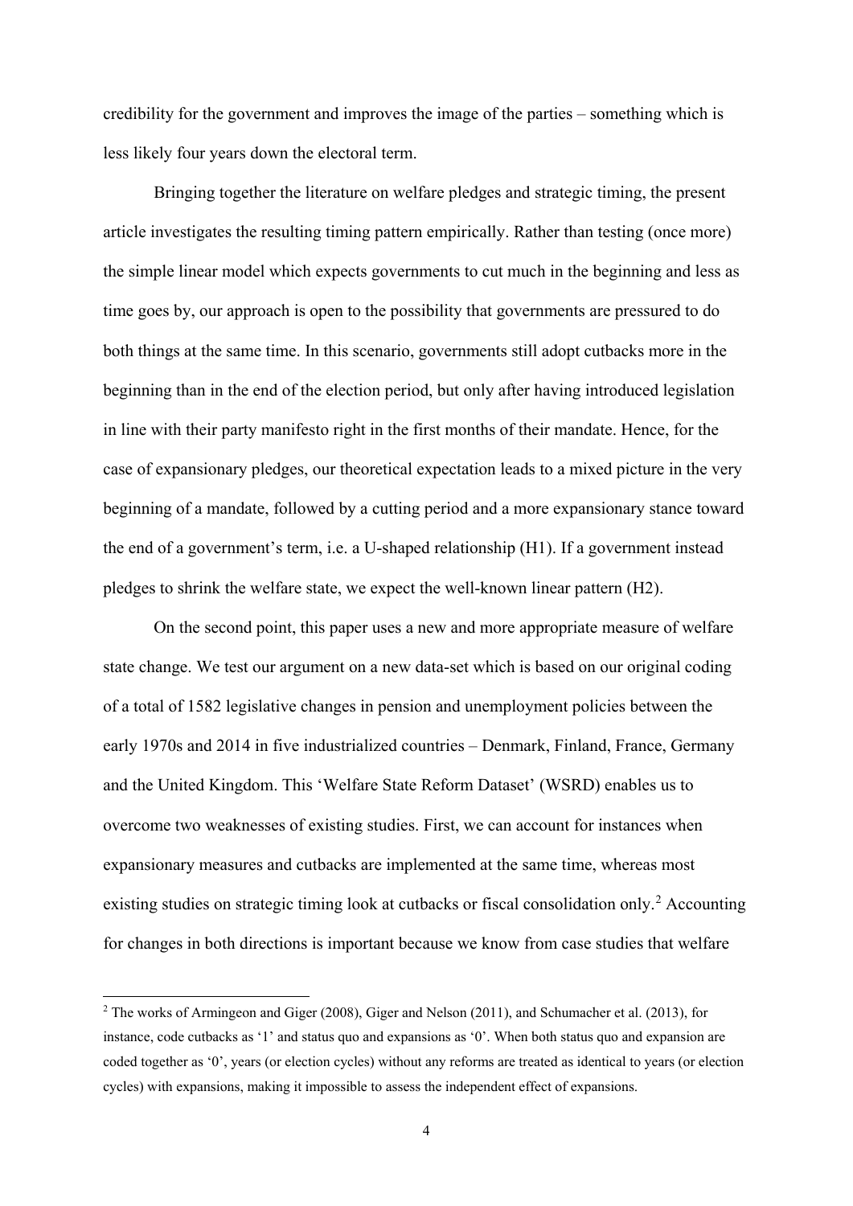credibility for the government and improves the image of the parties – something which is less likely four years down the electoral term.

Bringing together the literature on welfare pledges and strategic timing, the present article investigates the resulting timing pattern empirically. Rather than testing (once more) the simple linear model which expects governments to cut much in the beginning and less as time goes by, our approach is open to the possibility that governments are pressured to do both things at the same time. In this scenario, governments still adopt cutbacks more in the beginning than in the end of the election period, but only after having introduced legislation in line with their party manifesto right in the first months of their mandate. Hence, for the case of expansionary pledges, our theoretical expectation leads to a mixed picture in the very beginning of a mandate, followed by a cutting period and a more expansionary stance toward the end of a government's term, i.e. a U-shaped relationship (H1). If a government instead pledges to shrink the welfare state, we expect the well-known linear pattern (H2).

On the second point, this paper uses a new and more appropriate measure of welfare state change. We test our argument on a new data-set which is based on our original coding of a total of 1582 legislative changes in pension and unemployment policies between the early 1970s and 2014 in five industrialized countries – Denmark, Finland, France, Germany and the United Kingdom. This 'Welfare State Reform Dataset' (WSRD) enables us to overcome two weaknesses of existing studies. First, we can account for instances when expansionary measures and cutbacks are implemented at the same time, whereas most existing studies on strategic timing look at cutbacks or fiscal consolidation only.[2] Accounting for changes in both directions is important because we know from case studies that welfare

[2] The works of Armingeon and Giger (2008), Giger and Nelson (2011), and Schumacher et al. (2013), for instance, code cutbacks as '1' and status quo and expansions as '0'. When both status quo and expansion are coded together as '0', years (or election cycles) without any reforms are treated as identical to years (or election cycles) with expansions, making it impossible to assess the independent effect of expansions.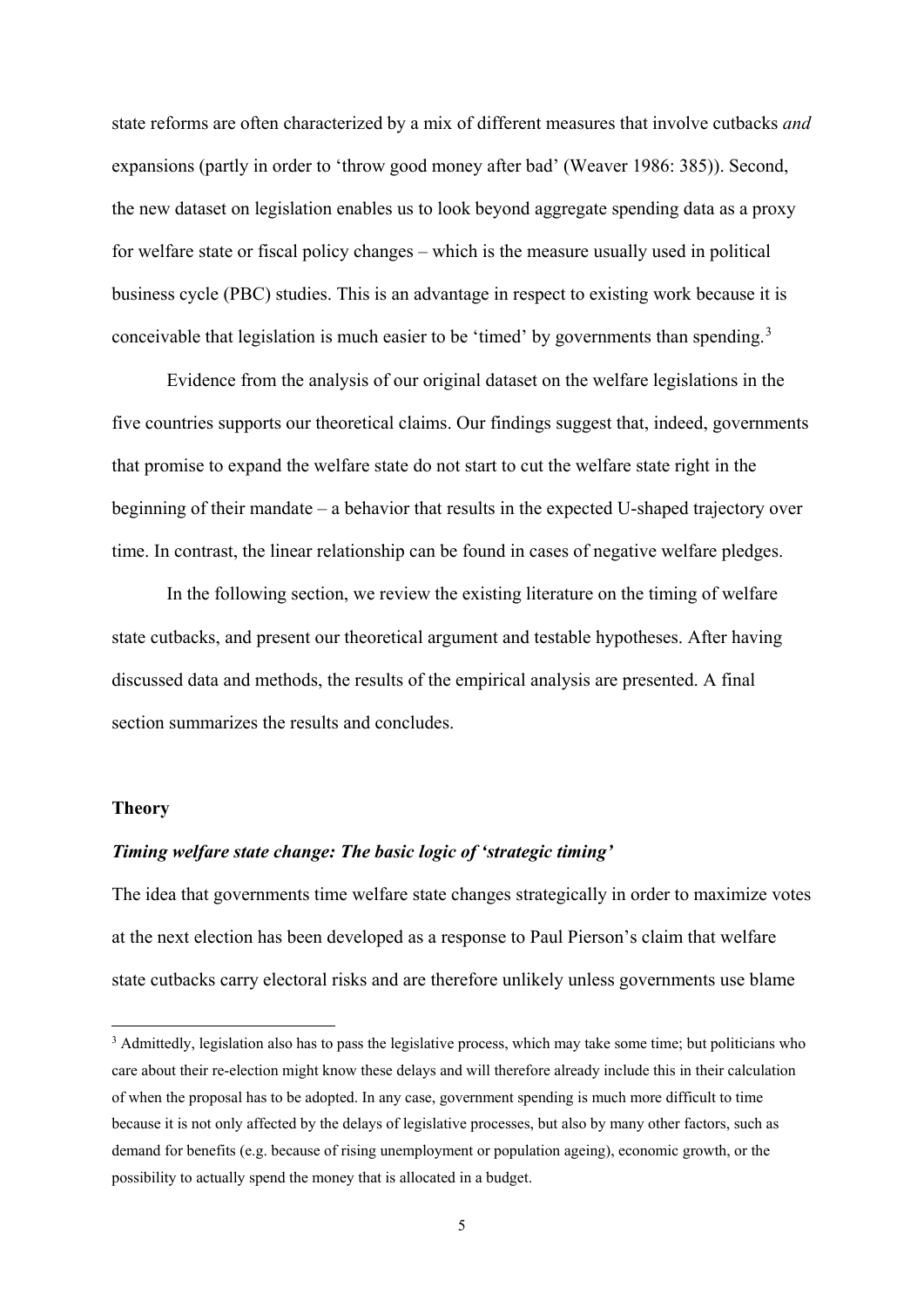state reforms are often characterized by a mix of different measures that involve cutbacks *and* expansions (partly in order to 'throw good money after bad' (Weaver 1986: 385)). Second, the new dataset on legislation enables us to look beyond aggregate spending data as a proxy for welfare state or fiscal policy changes – which is the measure usually used in political business cycle (PBC) studies. This is an advantage in respect to existing work because it is conceivable that legislation is much easier to be 'timed' by governments than spending.[3]

Evidence from the analysis of our original dataset on the welfare legislations in the five countries supports our theoretical claims. Our findings suggest that, indeed, governments that promise to expand the welfare state do not start to cut the welfare state right in the beginning of their mandate – a behavior that results in the expected U-shaped trajectory over time. In contrast, the linear relationship can be found in cases of negative welfare pledges.

In the following section, we review the existing literature on the timing of welfare state cutbacks, and present our theoretical argument and testable hypotheses. After having discussed data and methods, the results of the empirical analysis are presented. A final section summarizes the results and concludes.

## Theory

### *Timing welfare state change: The basic logic of 'strategic timing'*

The idea that governments time welfare state changes strategically in order to maximize votes at the next election has been developed as a response to Paul Pierson's claim that welfare state cutbacks carry electoral risks and are therefore unlikely unless governments use blame

[3] Admittedly, legislation also has to pass the legislative process, which may take some time; but politicians who care about their re-election might know these delays and will therefore already include this in their calculation of when the proposal has to be adopted. In any case, government spending is much more difficult to time because it is not only affected by the delays of legislative processes, but also by many other factors, such as demand for benefits (e.g. because of rising unemployment or population ageing), economic growth, or the possibility to actually spend the money that is allocated in a budget.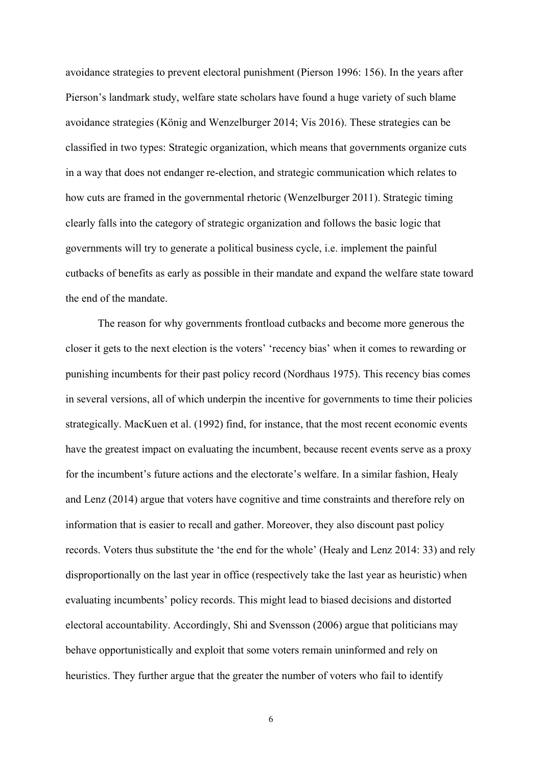avoidance strategies to prevent electoral punishment (Pierson 1996: 156). In the years after Pierson's landmark study, welfare state scholars have found a huge variety of such blame avoidance strategies (König and Wenzelburger 2014; Vis 2016). These strategies can be classified in two types: Strategic organization, which means that governments organize cuts in a way that does not endanger re-election, and strategic communication which relates to how cuts are framed in the governmental rhetoric (Wenzelburger 2011). Strategic timing clearly falls into the category of strategic organization and follows the basic logic that governments will try to generate a political business cycle, i.e. implement the painful cutbacks of benefits as early as possible in their mandate and expand the welfare state toward the end of the mandate.

The reason for why governments frontload cutbacks and become more generous the closer it gets to the next election is the voters' 'recency bias' when it comes to rewarding or punishing incumbents for their past policy record (Nordhaus 1975). This recency bias comes in several versions, all of which underpin the incentive for governments to time their policies strategically. MacKuen et al. (1992) find, for instance, that the most recent economic events have the greatest impact on evaluating the incumbent, because recent events serve as a proxy for the incumbent's future actions and the electorate's welfare. In a similar fashion, Healy and Lenz (2014) argue that voters have cognitive and time constraints and therefore rely on information that is easier to recall and gather. Moreover, they also discount past policy records. Voters thus substitute the 'the end for the whole' (Healy and Lenz 2014: 33) and rely disproportionally on the last year in office (respectively take the last year as heuristic) when evaluating incumbents' policy records. This might lead to biased decisions and distorted electoral accountability. Accordingly, Shi and Svensson (2006) argue that politicians may behave opportunistically and exploit that some voters remain uninformed and rely on heuristics. They further argue that the greater the number of voters who fail to identify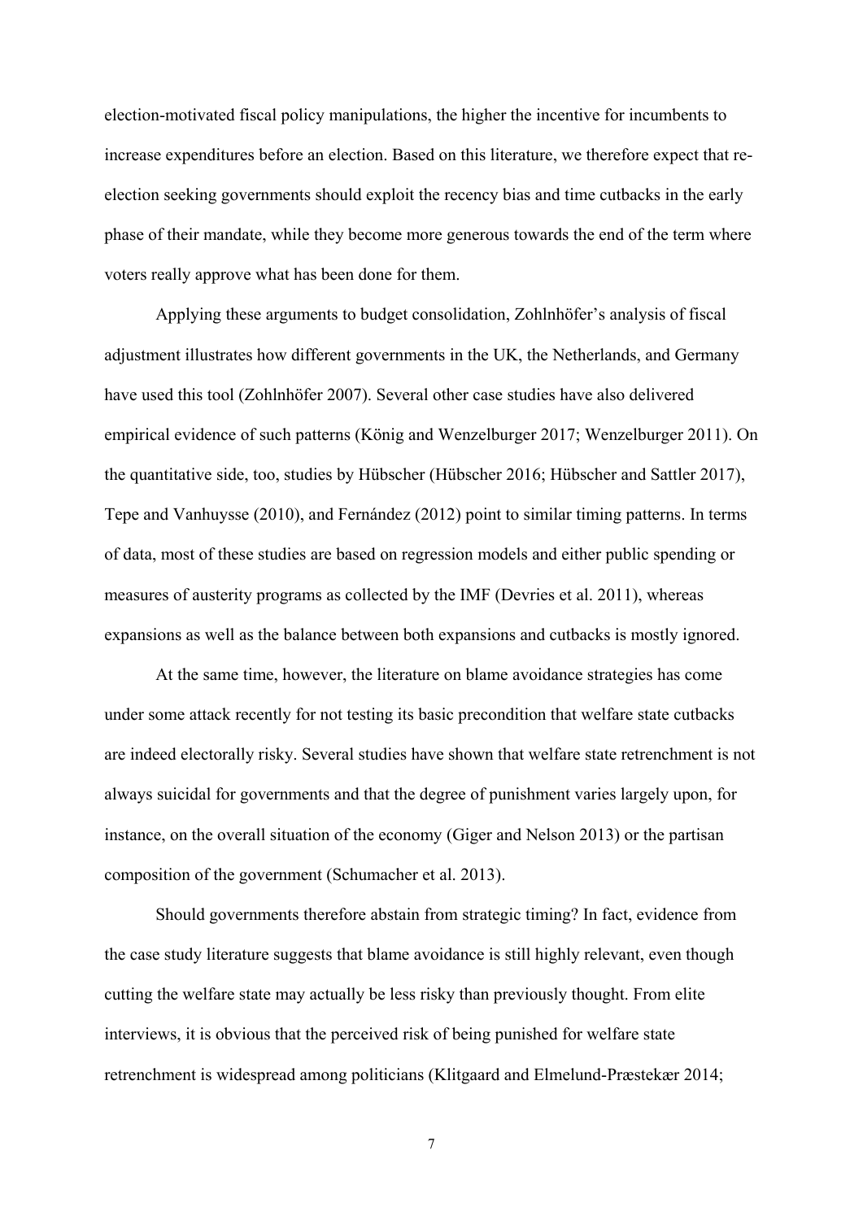election-motivated fiscal policy manipulations, the higher the incentive for incumbents to increase expenditures before an election. Based on this literature, we therefore expect that re-election seeking governments should exploit the recency bias and time cutbacks in the early phase of their mandate, while they become more generous towards the end of the term where voters really approve what has been done for them.

Applying these arguments to budget consolidation, Zohlnhöfer's analysis of fiscal adjustment illustrates how different governments in the UK, the Netherlands, and Germany have used this tool (Zohlnhöfer 2007). Several other case studies have also delivered empirical evidence of such patterns (König and Wenzelburger 2017; Wenzelburger 2011). On the quantitative side, too, studies by Hübscher (Hübscher 2016; Hübscher and Sattler 2017), Tepe and Vanhuysse (2010), and Fernández (2012) point to similar timing patterns. In terms of data, most of these studies are based on regression models and either public spending or measures of austerity programs as collected by the IMF (Devries et al. 2011), whereas expansions as well as the balance between both expansions and cutbacks is mostly ignored.

At the same time, however, the literature on blame avoidance strategies has come under some attack recently for not testing its basic precondition that welfare state cutbacks are indeed electorally risky. Several studies have shown that welfare state retrenchment is not always suicidal for governments and that the degree of punishment varies largely upon, for instance, on the overall situation of the economy (Giger and Nelson 2013) or the partisan composition of the government (Schumacher et al. 2013).

Should governments therefore abstain from strategic timing? In fact, evidence from the case study literature suggests that blame avoidance is still highly relevant, even though cutting the welfare state may actually be less risky than previously thought. From elite interviews, it is obvious that the perceived risk of being punished for welfare state retrenchment is widespread among politicians (Klitgaard and Elmelund-Præstekær 2014;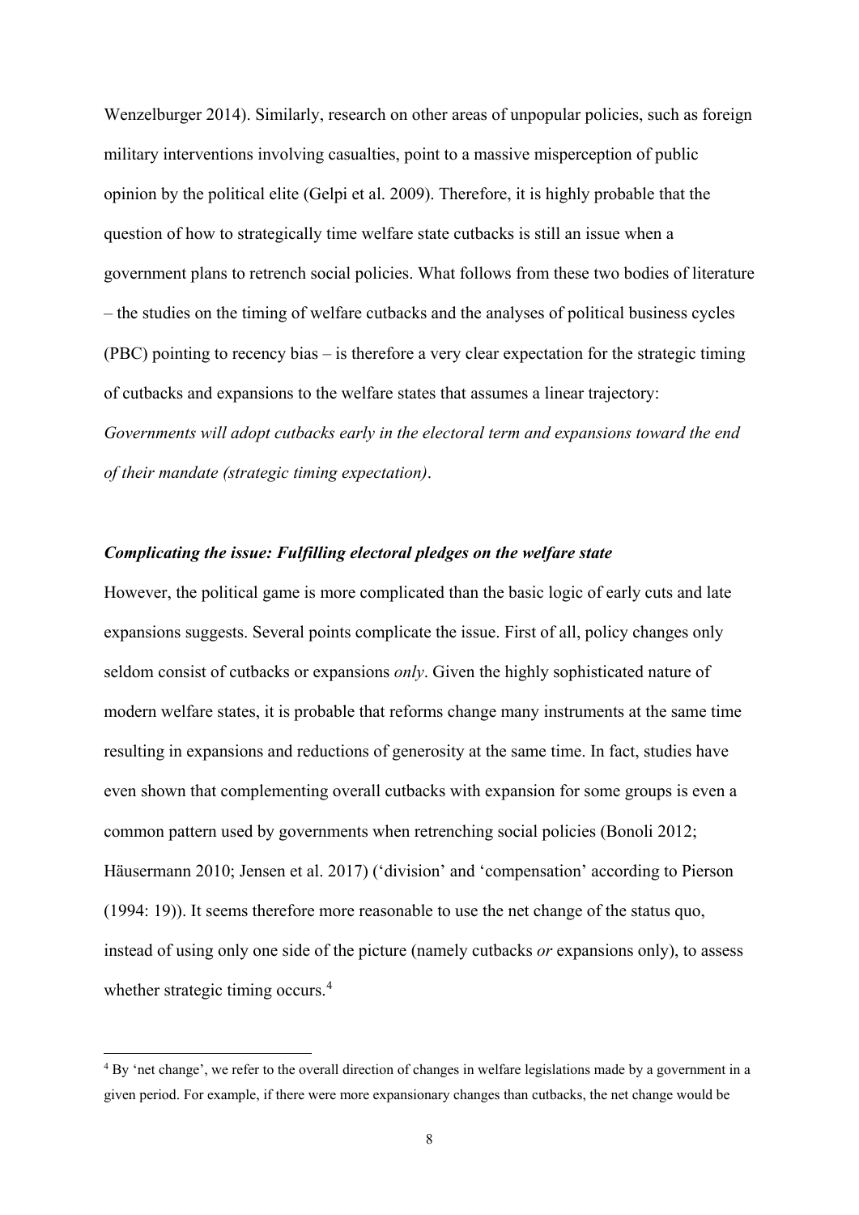Wenzelburger 2014). Similarly, research on other areas of unpopular policies, such as foreign military interventions involving casualties, point to a massive misperception of public opinion by the political elite (Gelpi et al. 2009). Therefore, it is highly probable that the question of how to strategically time welfare state cutbacks is still an issue when a government plans to retrench social policies. What follows from these two bodies of literature – the studies on the timing of welfare cutbacks and the analyses of political business cycles (PBC) pointing to recency bias – is therefore a very clear expectation for the strategic timing of cutbacks and expansions to the welfare states that assumes a linear trajectory: *Governments will adopt cutbacks early in the electoral term and expansions toward the end of their mandate (strategic timing expectation)*.

### *Complicating the issue: Fulfilling electoral pledges on the welfare state*

However, the political game is more complicated than the basic logic of early cuts and late expansions suggests. Several points complicate the issue. First of all, policy changes only seldom consist of cutbacks or expansions *only*. Given the highly sophisticated nature of modern welfare states, it is probable that reforms change many instruments at the same time resulting in expansions and reductions of generosity at the same time. In fact, studies have even shown that complementing overall cutbacks with expansion for some groups is even a common pattern used by governments when retrenching social policies (Bonoli 2012; Häusermann 2010; Jensen et al. 2017) ('division' and 'compensation' according to Pierson (1994: 19)). It seems therefore more reasonable to use the net change of the status quo, instead of using only one side of the picture (namely cutbacks *or* expansions only), to assess whether strategic timing occurs.[4]

[4] By 'net change', we refer to the overall direction of changes in welfare legislations made by a government in a given period. For example, if there were more expansionary changes than cutbacks, the net change would be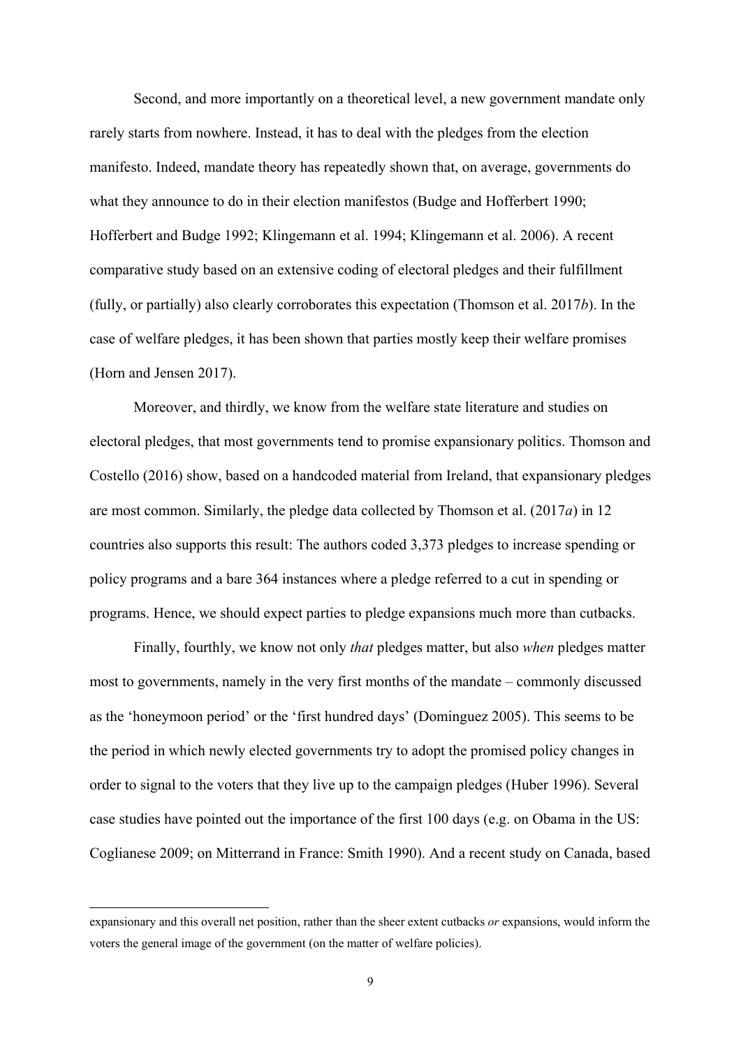Second, and more importantly on a theoretical level, a new government mandate only rarely starts from nowhere. Instead, it has to deal with the pledges from the election manifesto. Indeed, mandate theory has repeatedly shown that, on average, governments do what they announce to do in their election manifestos (Budge and Hofferbert 1990; Hofferbert and Budge 1992; Klingemann et al. 1994; Klingemann et al. 2006). A recent comparative study based on an extensive coding of electoral pledges and their fulfillment (fully, or partially) also clearly corroborates this expectation (Thomson et al. 2017*b*). In the case of welfare pledges, it has been shown that parties mostly keep their welfare promises (Horn and Jensen 2017).

Moreover, and thirdly, we know from the welfare state literature and studies on electoral pledges, that most governments tend to promise expansionary politics. Thomson and Costello (2016) show, based on a handcoded material from Ireland, that expansionary pledges are most common. Similarly, the pledge data collected by Thomson et al. (2017*a*) in 12 countries also supports this result: The authors coded 3,373 pledges to increase spending or policy programs and a bare 364 instances where a pledge referred to a cut in spending or programs. Hence, we should expect parties to pledge expansions much more than cutbacks.

Finally, fourthly, we know not only *that* pledges matter, but also *when* pledges matter most to governments, namely in the very first months of the mandate – commonly discussed as the 'honeymoon period' or the 'first hundred days' (Dominguez 2005). This seems to be the period in which newly elected governments try to adopt the promised policy changes in order to signal to the voters that they live up to the campaign pledges (Huber 1996). Several case studies have pointed out the importance of the first 100 days (e.g. on Obama in the US: Coglianese 2009; on Mitterrand in France: Smith 1990). And a recent study on Canada, based

expansionary and this overall net position, rather than the sheer extent cutbacks *or* expansions, would inform the voters the general image of the government (on the matter of welfare policies).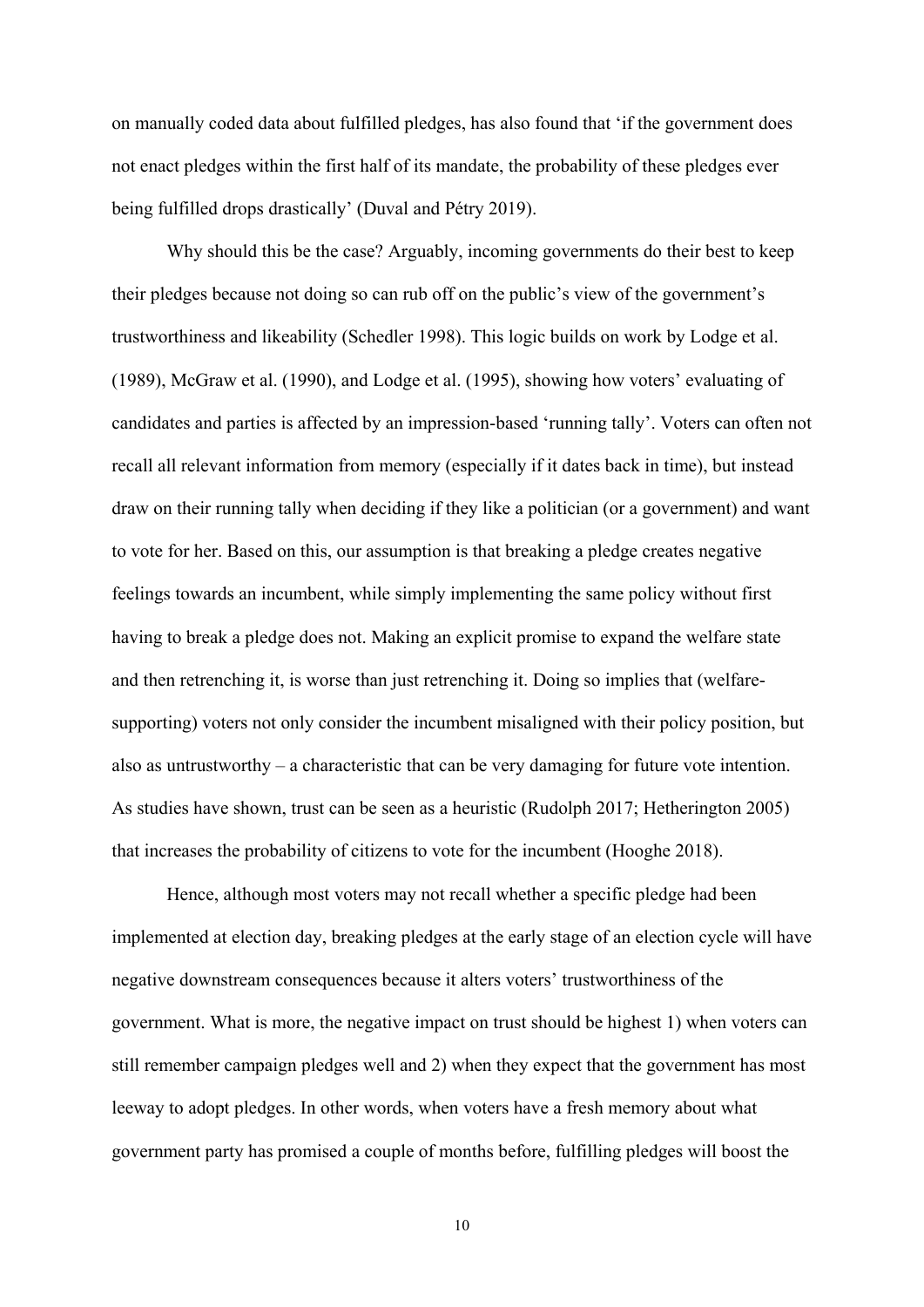on manually coded data about fulfilled pledges, has also found that 'if the government does not enact pledges within the first half of its mandate, the probability of these pledges ever being fulfilled drops drastically' (Duval and Pétry 2019).

Why should this be the case? Arguably, incoming governments do their best to keep their pledges because not doing so can rub off on the public's view of the government's trustworthiness and likeability (Schedler 1998). This logic builds on work by Lodge et al. (1989), McGraw et al. (1990), and Lodge et al. (1995), showing how voters' evaluating of candidates and parties is affected by an impression-based 'running tally'. Voters can often not recall all relevant information from memory (especially if it dates back in time), but instead draw on their running tally when deciding if they like a politician (or a government) and want to vote for her. Based on this, our assumption is that breaking a pledge creates negative feelings towards an incumbent, while simply implementing the same policy without first having to break a pledge does not. Making an explicit promise to expand the welfare state and then retrenching it, is worse than just retrenching it. Doing so implies that (welfare-supporting) voters not only consider the incumbent misaligned with their policy position, but also as untrustworthy – a characteristic that can be very damaging for future vote intention. As studies have shown, trust can be seen as a heuristic (Rudolph 2017; Hetherington 2005) that increases the probability of citizens to vote for the incumbent (Hooghe 2018).

Hence, although most voters may not recall whether a specific pledge had been implemented at election day, breaking pledges at the early stage of an election cycle will have negative downstream consequences because it alters voters' trustworthiness of the government. What is more, the negative impact on trust should be highest 1) when voters can still remember campaign pledges well and 2) when they expect that the government has most leeway to adopt pledges. In other words, when voters have a fresh memory about what government party has promised a couple of months before, fulfilling pledges will boost the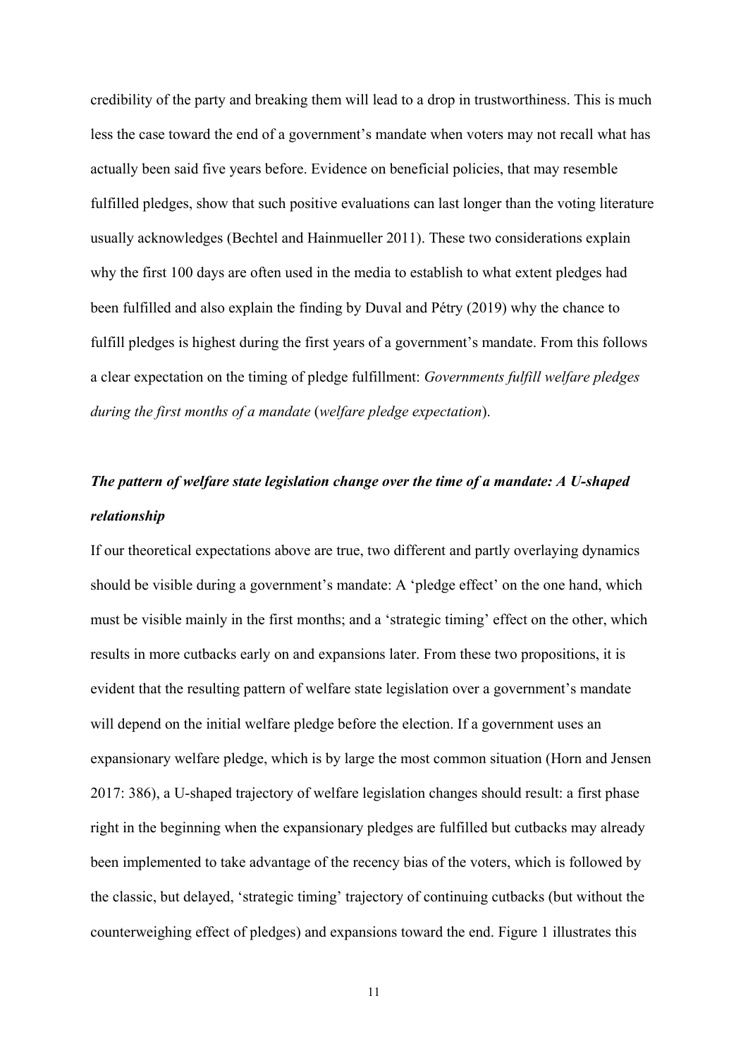credibility of the party and breaking them will lead to a drop in trustworthiness. This is much less the case toward the end of a government's mandate when voters may not recall what has actually been said five years before. Evidence on beneficial policies, that may resemble fulfilled pledges, show that such positive evaluations can last longer than the voting literature usually acknowledges (Bechtel and Hainmueller 2011). These two considerations explain why the first 100 days are often used in the media to establish to what extent pledges had been fulfilled and also explain the finding by Duval and Pétry (2019) why the chance to fulfill pledges is highest during the first years of a government's mandate. From this follows a clear expectation on the timing of pledge fulfillment: *Governments fulfill welfare pledges during the first months of a mandate* (*welfare pledge expectation*).

### *The pattern of welfare state legislation change over the time of a mandate: A U-shaped relationship*

If our theoretical expectations above are true, two different and partly overlaying dynamics should be visible during a government's mandate: A 'pledge effect' on the one hand, which must be visible mainly in the first months; and a 'strategic timing' effect on the other, which results in more cutbacks early on and expansions later. From these two propositions, it is evident that the resulting pattern of welfare state legislation over a government's mandate will depend on the initial welfare pledge before the election. If a government uses an expansionary welfare pledge, which is by large the most common situation (Horn and Jensen 2017: 386), a U-shaped trajectory of welfare legislation changes should result: a first phase right in the beginning when the expansionary pledges are fulfilled but cutbacks may already been implemented to take advantage of the recency bias of the voters, which is followed by the classic, but delayed, 'strategic timing' trajectory of continuing cutbacks (but without the counterweighing effect of pledges) and expansions toward the end. Figure 1 illustrates this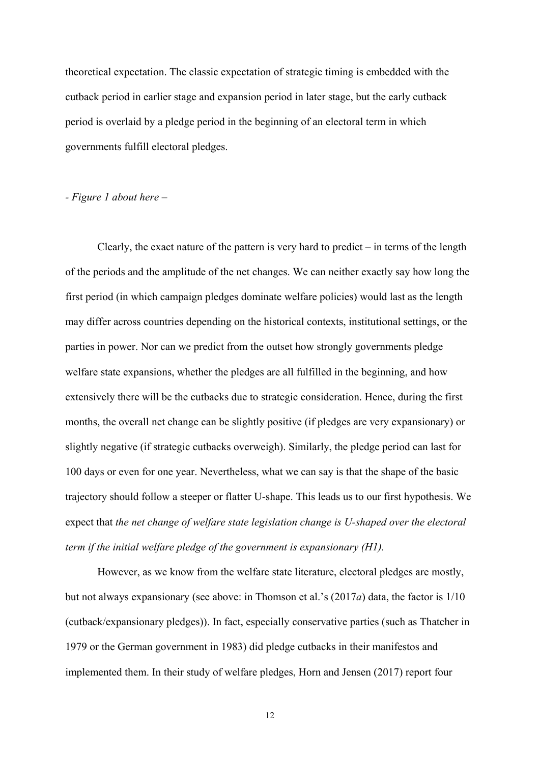theoretical expectation. The classic expectation of strategic timing is embedded with the cutback period in earlier stage and expansion period in later stage, but the early cutback period is overlaid by a pledge period in the beginning of an electoral term in which governments fulfill electoral pledges.

- *Figure 1 about here* –

Clearly, the exact nature of the pattern is very hard to predict – in terms of the length of the periods and the amplitude of the net changes. We can neither exactly say how long the first period (in which campaign pledges dominate welfare policies) would last as the length may differ across countries depending on the historical contexts, institutional settings, or the parties in power. Nor can we predict from the outset how strongly governments pledge welfare state expansions, whether the pledges are all fulfilled in the beginning, and how extensively there will be the cutbacks due to strategic consideration. Hence, during the first months, the overall net change can be slightly positive (if pledges are very expansionary) or slightly negative (if strategic cutbacks overweigh). Similarly, the pledge period can last for 100 days or even for one year. Nevertheless, what we can say is that the shape of the basic trajectory should follow a steeper or flatter U-shape. This leads us to our first hypothesis. We expect that *the net change of welfare state legislation change is U-shaped over the electoral term if the initial welfare pledge of the government is expansionary (H1).*

However, as we know from the welfare state literature, electoral pledges are mostly, but not always expansionary (see above: in Thomson et al.'s (2017*a*) data, the factor is 1/10 (cutback/expansionary pledges)). In fact, especially conservative parties (such as Thatcher in 1979 or the German government in 1983) did pledge cutbacks in their manifestos and implemented them. In their study of welfare pledges, Horn and Jensen (2017) report four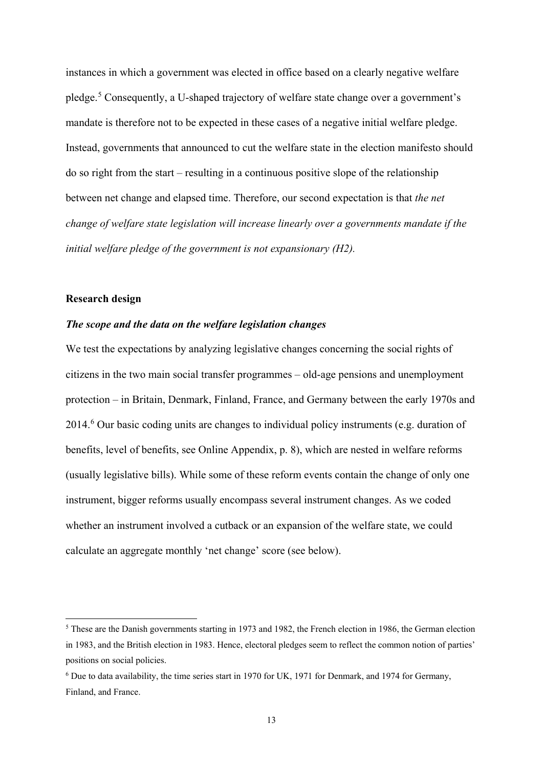instances in which a government was elected in office based on a clearly negative welfare pledge.[5] Consequently, a U-shaped trajectory of welfare state change over a government's mandate is therefore not to be expected in these cases of a negative initial welfare pledge. Instead, governments that announced to cut the welfare state in the election manifesto should do so right from the start – resulting in a continuous positive slope of the relationship between net change and elapsed time. Therefore, our second expectation is that *the net change of welfare state legislation will increase linearly over a governments mandate if the initial welfare pledge of the government is not expansionary (H2).*

## Research design

### *The scope and the data on the welfare legislation changes*

We test the expectations by analyzing legislative changes concerning the social rights of citizens in the two main social transfer programmes – old-age pensions and unemployment protection – in Britain, Denmark, Finland, France, and Germany between the early 1970s and 2014.[6] Our basic coding units are changes to individual policy instruments (e.g. duration of benefits, level of benefits, see Online Appendix, p. 8), which are nested in welfare reforms (usually legislative bills). While some of these reform events contain the change of only one instrument, bigger reforms usually encompass several instrument changes. As we coded whether an instrument involved a cutback or an expansion of the welfare state, we could calculate an aggregate monthly 'net change' score (see below).

---

[5] These are the Danish governments starting in 1973 and 1982, the French election in 1986, the German election in 1983, and the British election in 1983. Hence, electoral pledges seem to reflect the common notion of parties' positions on social policies.

[6] Due to data availability, the time series start in 1970 for UK, 1971 for Denmark, and 1974 for Germany, Finland, and France.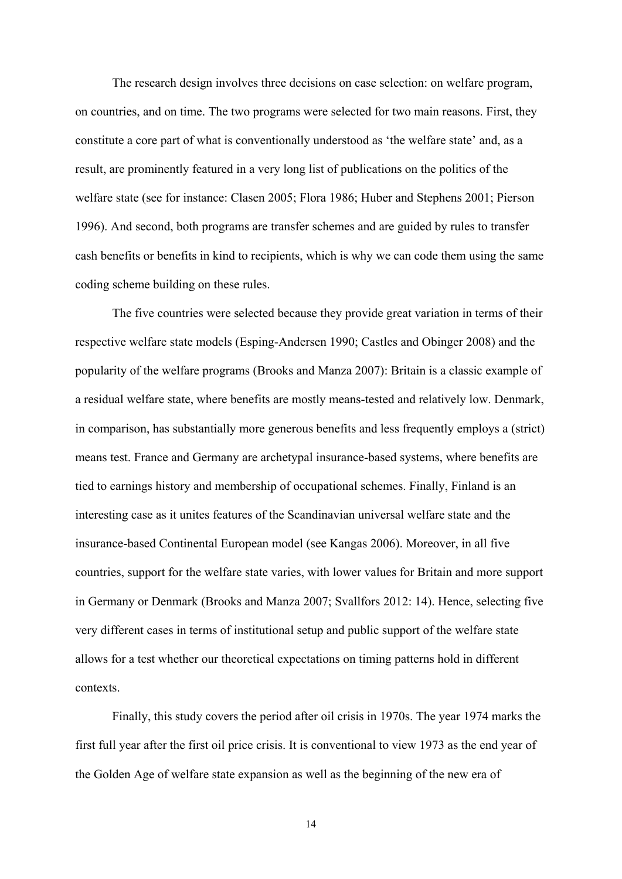The research design involves three decisions on case selection: on welfare program, on countries, and on time. The two programs were selected for two main reasons. First, they constitute a core part of what is conventionally understood as 'the welfare state' and, as a result, are prominently featured in a very long list of publications on the politics of the welfare state (see for instance: Clasen 2005; Flora 1986; Huber and Stephens 2001; Pierson 1996). And second, both programs are transfer schemes and are guided by rules to transfer cash benefits or benefits in kind to recipients, which is why we can code them using the same coding scheme building on these rules.

The five countries were selected because they provide great variation in terms of their respective welfare state models (Esping-Andersen 1990; Castles and Obinger 2008) and the popularity of the welfare programs (Brooks and Manza 2007): Britain is a classic example of a residual welfare state, where benefits are mostly means-tested and relatively low. Denmark, in comparison, has substantially more generous benefits and less frequently employs a (strict) means test. France and Germany are archetypal insurance-based systems, where benefits are tied to earnings history and membership of occupational schemes. Finally, Finland is an interesting case as it unites features of the Scandinavian universal welfare state and the insurance-based Continental European model (see Kangas 2006). Moreover, in all five countries, support for the welfare state varies, with lower values for Britain and more support in Germany or Denmark (Brooks and Manza 2007; Svallfors 2012: 14). Hence, selecting five very different cases in terms of institutional setup and public support of the welfare state allows for a test whether our theoretical expectations on timing patterns hold in different contexts.

Finally, this study covers the period after oil crisis in 1970s. The year 1974 marks the first full year after the first oil price crisis. It is conventional to view 1973 as the end year of the Golden Age of welfare state expansion as well as the beginning of the new era of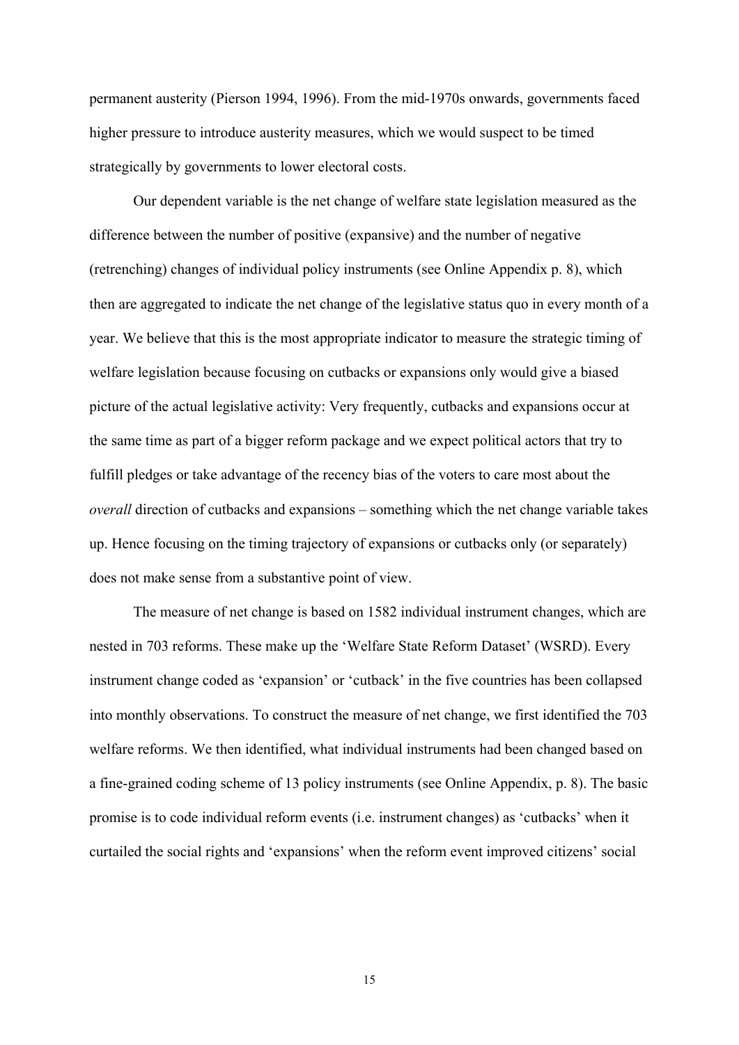permanent austerity (Pierson 1994, 1996). From the mid-1970s onwards, governments faced higher pressure to introduce austerity measures, which we would suspect to be timed strategically by governments to lower electoral costs.

Our dependent variable is the net change of welfare state legislation measured as the difference between the number of positive (expansive) and the number of negative (retrenching) changes of individual policy instruments (see Online Appendix p. 8), which then are aggregated to indicate the net change of the legislative status quo in every month of a year. We believe that this is the most appropriate indicator to measure the strategic timing of welfare legislation because focusing on cutbacks or expansions only would give a biased picture of the actual legislative activity: Very frequently, cutbacks and expansions occur at the same time as part of a bigger reform package and we expect political actors that try to fulfill pledges or take advantage of the recency bias of the voters to care most about the *overall* direction of cutbacks and expansions – something which the net change variable takes up. Hence focusing on the timing trajectory of expansions or cutbacks only (or separately) does not make sense from a substantive point of view.

The measure of net change is based on 1582 individual instrument changes, which are nested in 703 reforms. These make up the 'Welfare State Reform Dataset' (WSRD). Every instrument change coded as 'expansion' or 'cutback' in the five countries has been collapsed into monthly observations. To construct the measure of net change, we first identified the 703 welfare reforms. We then identified, what individual instruments had been changed based on a fine-grained coding scheme of 13 policy instruments (see Online Appendix, p. 8). The basic promise is to code individual reform events (i.e. instrument changes) as 'cutbacks' when it curtailed the social rights and 'expansions' when the reform event improved citizens' social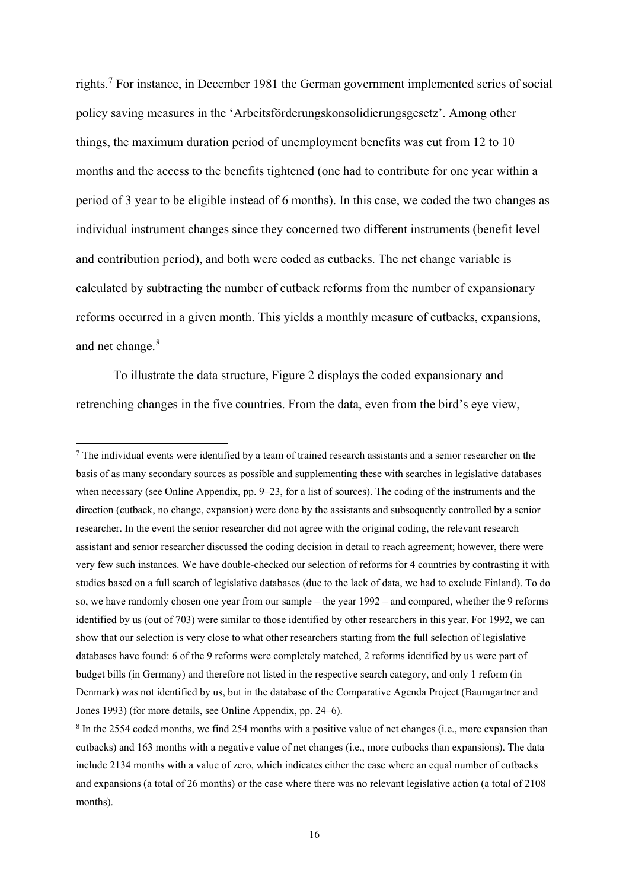rights.[7] For instance, in December 1981 the German government implemented series of social policy saving measures in the 'Arbeitsförderungskonsolidierungsgesetz'. Among other things, the maximum duration period of unemployment benefits was cut from 12 to 10 months and the access to the benefits tightened (one had to contribute for one year within a period of 3 year to be eligible instead of 6 months). In this case, we coded the two changes as individual instrument changes since they concerned two different instruments (benefit level and contribution period), and both were coded as cutbacks. The net change variable is calculated by subtracting the number of cutback reforms from the number of expansionary reforms occurred in a given month. This yields a monthly measure of cutbacks, expansions, and net change.[8]

To illustrate the data structure, Figure 2 displays the coded expansionary and retrenching changes in the five countries. From the data, even from the bird's eye view,

---

[7] The individual events were identified by a team of trained research assistants and a senior researcher on the basis of as many secondary sources as possible and supplementing these with searches in legislative databases when necessary (see Online Appendix, pp. 9–23, for a list of sources). The coding of the instruments and the direction (cutback, no change, expansion) were done by the assistants and subsequently controlled by a senior researcher. In the event the senior researcher did not agree with the original coding, the relevant research assistant and senior researcher discussed the coding decision in detail to reach agreement; however, there were very few such instances. We have double-checked our selection of reforms for 4 countries by contrasting it with studies based on a full search of legislative databases (due to the lack of data, we had to exclude Finland). To do so, we have randomly chosen one year from our sample – the year 1992 – and compared, whether the 9 reforms identified by us (out of 703) were similar to those identified by other researchers in this year. For 1992, we can show that our selection is very close to what other researchers starting from the full selection of legislative databases have found: 6 of the 9 reforms were completely matched, 2 reforms identified by us were part of budget bills (in Germany) and therefore not listed in the respective search category, and only 1 reform (in Denmark) was not identified by us, but in the database of the Comparative Agenda Project (Baumgartner and Jones 1993) (for more details, see Online Appendix, pp. 24–6).

[8] In the 2554 coded months, we find 254 months with a positive value of net changes (i.e., more expansion than cutbacks) and 163 months with a negative value of net changes (i.e., more cutbacks than expansions). The data include 2134 months with a value of zero, which indicates either the case where an equal number of cutbacks and expansions (a total of 26 months) or the case where there was no relevant legislative action (a total of 2108 months).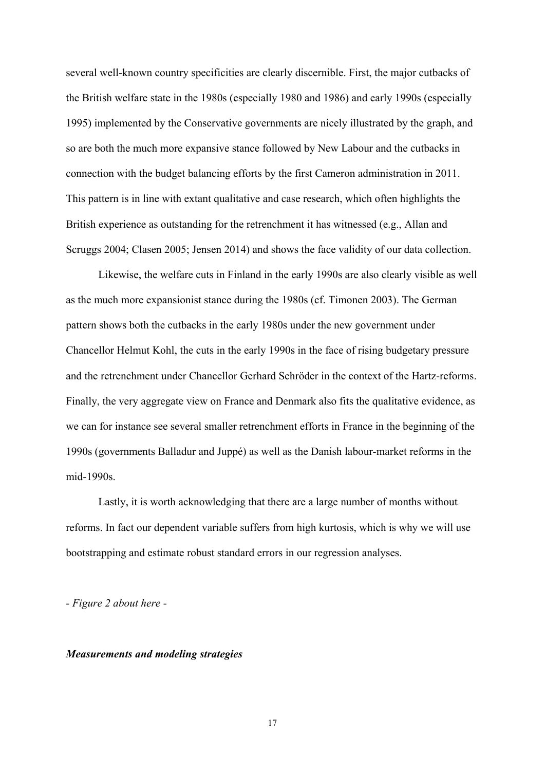several well-known country specificities are clearly discernible. First, the major cutbacks of the British welfare state in the 1980s (especially 1980 and 1986) and early 1990s (especially 1995) implemented by the Conservative governments are nicely illustrated by the graph, and so are both the much more expansive stance followed by New Labour and the cutbacks in connection with the budget balancing efforts by the first Cameron administration in 2011. This pattern is in line with extant qualitative and case research, which often highlights the British experience as outstanding for the retrenchment it has witnessed (e.g., Allan and Scruggs 2004; Clasen 2005; Jensen 2014) and shows the face validity of our data collection.

Likewise, the welfare cuts in Finland in the early 1990s are also clearly visible as well as the much more expansionist stance during the 1980s (cf. Timonen 2003). The German pattern shows both the cutbacks in the early 1980s under the new government under Chancellor Helmut Kohl, the cuts in the early 1990s in the face of rising budgetary pressure and the retrenchment under Chancellor Gerhard Schröder in the context of the Hartz-reforms. Finally, the very aggregate view on France and Denmark also fits the qualitative evidence, as we can for instance see several smaller retrenchment efforts in France in the beginning of the 1990s (governments Balladur and Juppé) as well as the Danish labour-market reforms in the mid-1990s.

Lastly, it is worth acknowledging that there are a large number of months without reforms. In fact our dependent variable suffers from high kurtosis, which is why we will use bootstrapping and estimate robust standard errors in our regression analyses.

*- Figure 2 about here -*

### *Measurements and modeling strategies*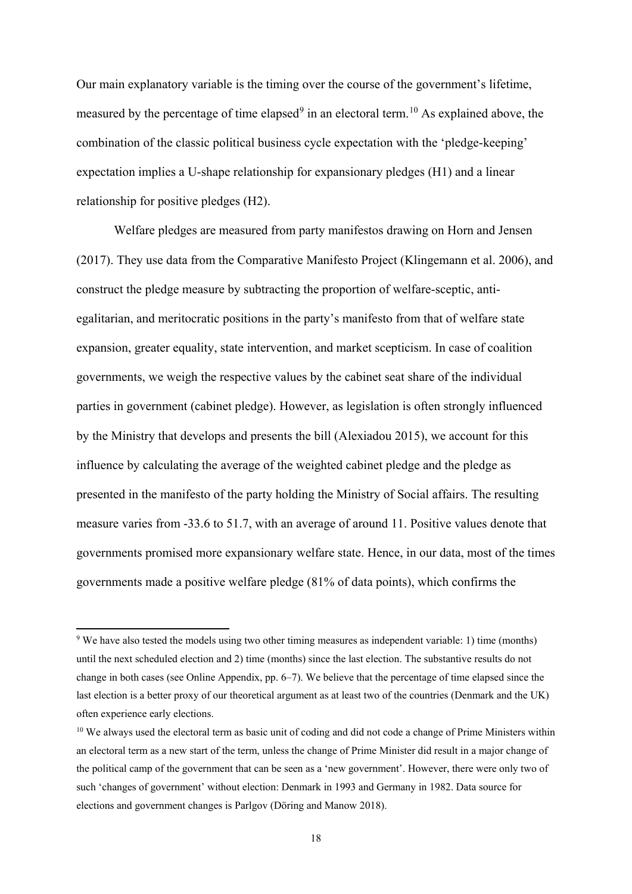Our main explanatory variable is the timing over the course of the government's lifetime, measured by the percentage of time elapsed[9] in an electoral term.[10] As explained above, the combination of the classic political business cycle expectation with the 'pledge-keeping' expectation implies a U-shape relationship for expansionary pledges (H1) and a linear relationship for positive pledges (H2).

Welfare pledges are measured from party manifestos drawing on Horn and Jensen (2017). They use data from the Comparative Manifesto Project (Klingemann et al. 2006), and construct the pledge measure by subtracting the proportion of welfare-sceptic, anti-egalitarian, and meritocratic positions in the party's manifesto from that of welfare state expansion, greater equality, state intervention, and market scepticism. In case of coalition governments, we weigh the respective values by the cabinet seat share of the individual parties in government (cabinet pledge). However, as legislation is often strongly influenced by the Ministry that develops and presents the bill (Alexiadou 2015), we account for this influence by calculating the average of the weighted cabinet pledge and the pledge as presented in the manifesto of the party holding the Ministry of Social affairs. The resulting measure varies from -33.6 to 51.7, with an average of around 11. Positive values denote that governments promised more expansionary welfare state. Hence, in our data, most of the times governments made a positive welfare pledge (81% of data points), which confirms the

[9] We have also tested the models using two other timing measures as independent variable: 1) time (months) until the next scheduled election and 2) time (months) since the last election. The substantive results do not change in both cases (see Online Appendix, pp. 6–7). We believe that the percentage of time elapsed since the last election is a better proxy of our theoretical argument as at least two of the countries (Denmark and the UK) often experience early elections.

[10] We always used the electoral term as basic unit of coding and did not code a change of Prime Ministers within an electoral term as a new start of the term, unless the change of Prime Minister did result in a major change of the political camp of the government that can be seen as a 'new government'. However, there were only two of such 'changes of government' without election: Denmark in 1993 and Germany in 1982. Data source for elections and government changes is Parlgov (Döring and Manow 2018).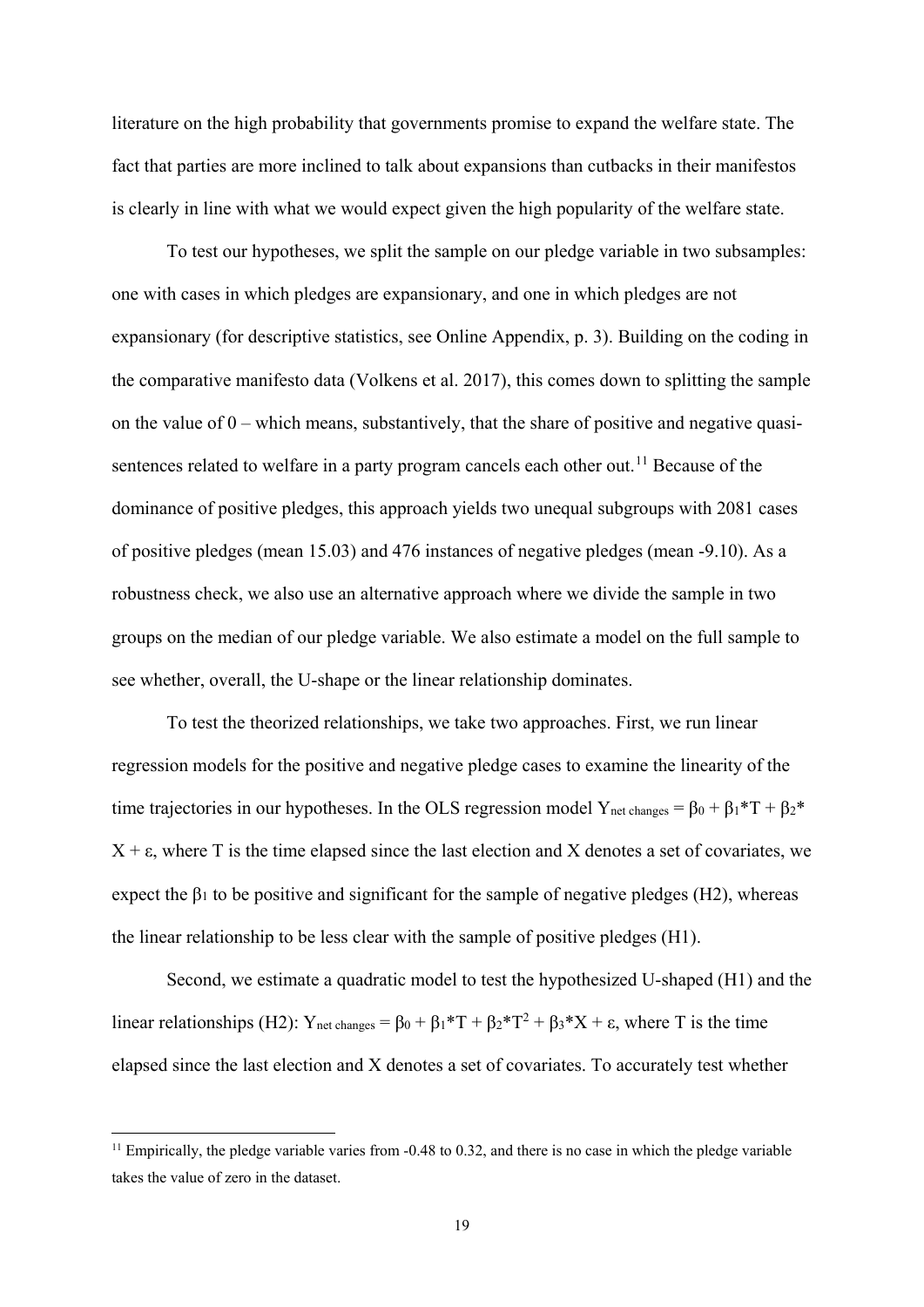literature on the high probability that governments promise to expand the welfare state. The fact that parties are more inclined to talk about expansions than cutbacks in their manifestos is clearly in line with what we would expect given the high popularity of the welfare state.

To test our hypotheses, we split the sample on our pledge variable in two subsamples: one with cases in which pledges are expansionary, and one in which pledges are not expansionary (for descriptive statistics, see Online Appendix, p. 3). Building on the coding in the comparative manifesto data (Volkens et al. 2017), this comes down to splitting the sample on the value of 0 – which means, substantively, that the share of positive and negative quasi-sentences related to welfare in a party program cancels each other out.[11] Because of the dominance of positive pledges, this approach yields two unequal subgroups with 2081 cases of positive pledges (mean 15.03) and 476 instances of negative pledges (mean -9.10). As a robustness check, we also use an alternative approach where we divide the sample in two groups on the median of our pledge variable. We also estimate a model on the full sample to see whether, overall, the U-shape or the linear relationship dominates.

To test the theorized relationships, we take two approaches. First, we run linear regression models for the positive and negative pledge cases to examine the linearity of the time trajectories in our hypotheses. In the OLS regression model $Y_{net\ changes} = \beta_0 + \beta_1 * T + \beta_2 * X + \varepsilon$, where T is the time elapsed since the last election and X denotes a set of covariates, we expect the $\beta_1$ to be positive and significant for the sample of negative pledges (H2), whereas the linear relationship to be less clear with the sample of positive pledges (H1).

Second, we estimate a quadratic model to test the hypothesized U-shaped (H1) and the linear relationships (H2): $Y_{net\ changes} = \beta_0 + \beta_1 * T + \beta_2 * T^2 + \beta_3 * X + \varepsilon$, where T is the time elapsed since the last election and X denotes a set of covariates. To accurately test whether

[11] Empirically, the pledge variable varies from -0.48 to 0.32, and there is no case in which the pledge variable takes the value of zero in the dataset.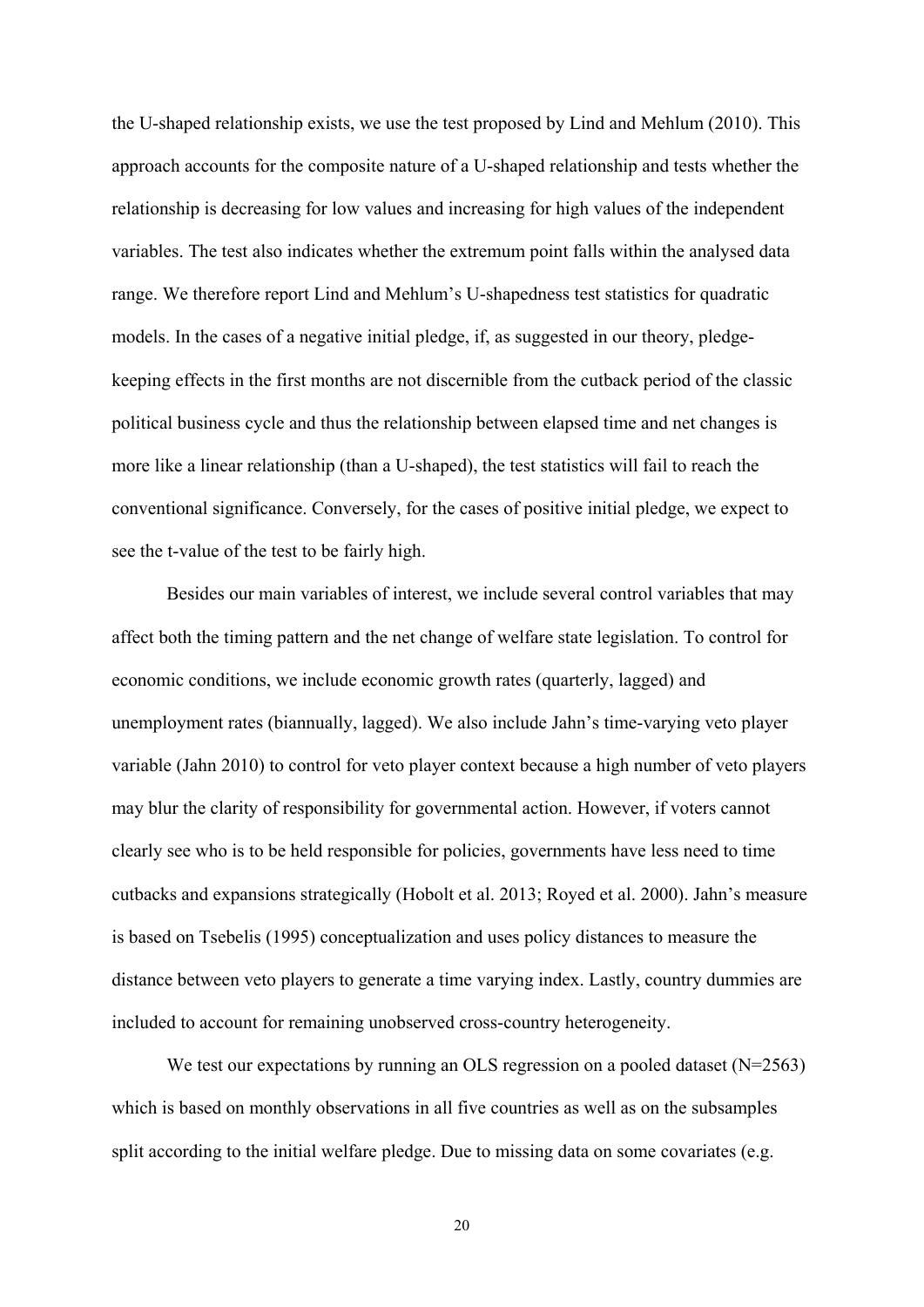the U-shaped relationship exists, we use the test proposed by Lind and Mehlum (2010). This approach accounts for the composite nature of a U-shaped relationship and tests whether the relationship is decreasing for low values and increasing for high values of the independent variables. The test also indicates whether the extremum point falls within the analysed data range. We therefore report Lind and Mehlum's U-shapedness test statistics for quadratic models. In the cases of a negative initial pledge, if, as suggested in our theory, pledge-keeping effects in the first months are not discernible from the cutback period of the classic political business cycle and thus the relationship between elapsed time and net changes is more like a linear relationship (than a U-shaped), the test statistics will fail to reach the conventional significance. Conversely, for the cases of positive initial pledge, we expect to see the t-value of the test to be fairly high.

Besides our main variables of interest, we include several control variables that may affect both the timing pattern and the net change of welfare state legislation. To control for economic conditions, we include economic growth rates (quarterly, lagged) and unemployment rates (biannually, lagged). We also include Jahn's time-varying veto player variable (Jahn 2010) to control for veto player context because a high number of veto players may blur the clarity of responsibility for governmental action. However, if voters cannot clearly see who is to be held responsible for policies, governments have less need to time cutbacks and expansions strategically (Hobolt et al. 2013; Royed et al. 2000). Jahn's measure is based on Tsebelis (1995) conceptualization and uses policy distances to measure the distance between veto players to generate a time varying index. Lastly, country dummies are included to account for remaining unobserved cross-country heterogeneity.

We test our expectations by running an OLS regression on a pooled dataset (N=2563) which is based on monthly observations in all five countries as well as on the subsamples split according to the initial welfare pledge. Due to missing data on some covariates (e.g.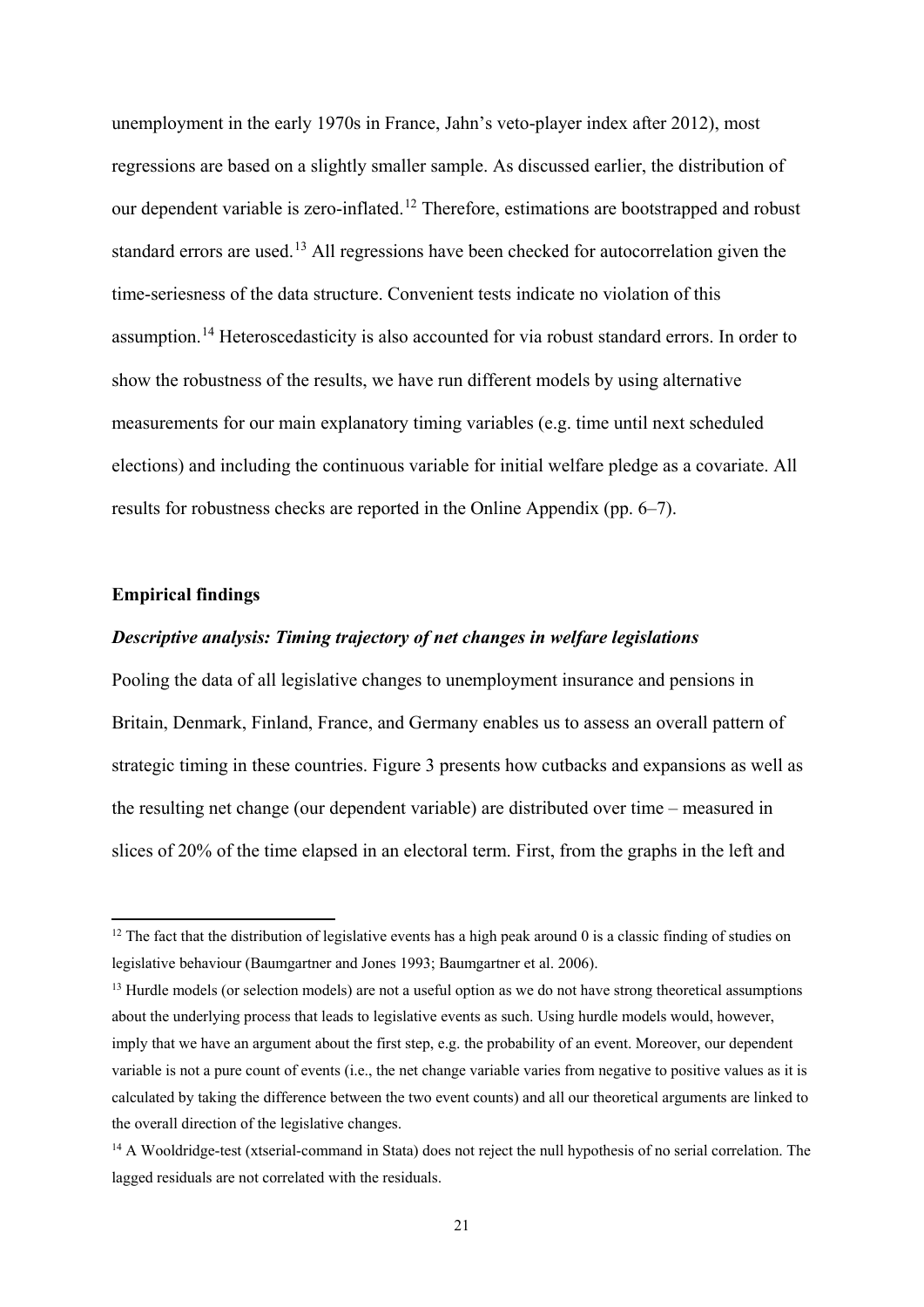unemployment in the early 1970s in France, Jahn's veto-player index after 2012), most regressions are based on a slightly smaller sample. As discussed earlier, the distribution of our dependent variable is zero-inflated.[12] Therefore, estimations are bootstrapped and robust standard errors are used.[13] All regressions have been checked for autocorrelation given the time-seriesness of the data structure. Convenient tests indicate no violation of this assumption.[14] Heteroscedasticity is also accounted for via robust standard errors. In order to show the robustness of the results, we have run different models by using alternative measurements for our main explanatory timing variables (e.g. time until next scheduled elections) and including the continuous variable for initial welfare pledge as a covariate. All results for robustness checks are reported in the Online Appendix (pp. 6–7).

## Empirical findings

### *Descriptive analysis: Timing trajectory of net changes in welfare legislations*

Pooling the data of all legislative changes to unemployment insurance and pensions in Britain, Denmark, Finland, France, and Germany enables us to assess an overall pattern of strategic timing in these countries. Figure 3 presents how cutbacks and expansions as well as the resulting net change (our dependent variable) are distributed over time – measured in slices of 20% of the time elapsed in an electoral term. First, from the graphs in the left and

---

[12] The fact that the distribution of legislative events has a high peak around 0 is a classic finding of studies on legislative behaviour (Baumgartner and Jones 1993; Baumgartner et al. 2006).

[13] Hurdle models (or selection models) are not a useful option as we do not have strong theoretical assumptions about the underlying process that leads to legislative events as such. Using hurdle models would, however, imply that we have an argument about the first step, e.g. the probability of an event. Moreover, our dependent variable is not a pure count of events (i.e., the net change variable varies from negative to positive values as it is calculated by taking the difference between the two event counts) and all our theoretical arguments are linked to the overall direction of the legislative changes.

[14] A Wooldridge-test (xtserial-command in Stata) does not reject the null hypothesis of no serial correlation. The lagged residuals are not correlated with the residuals.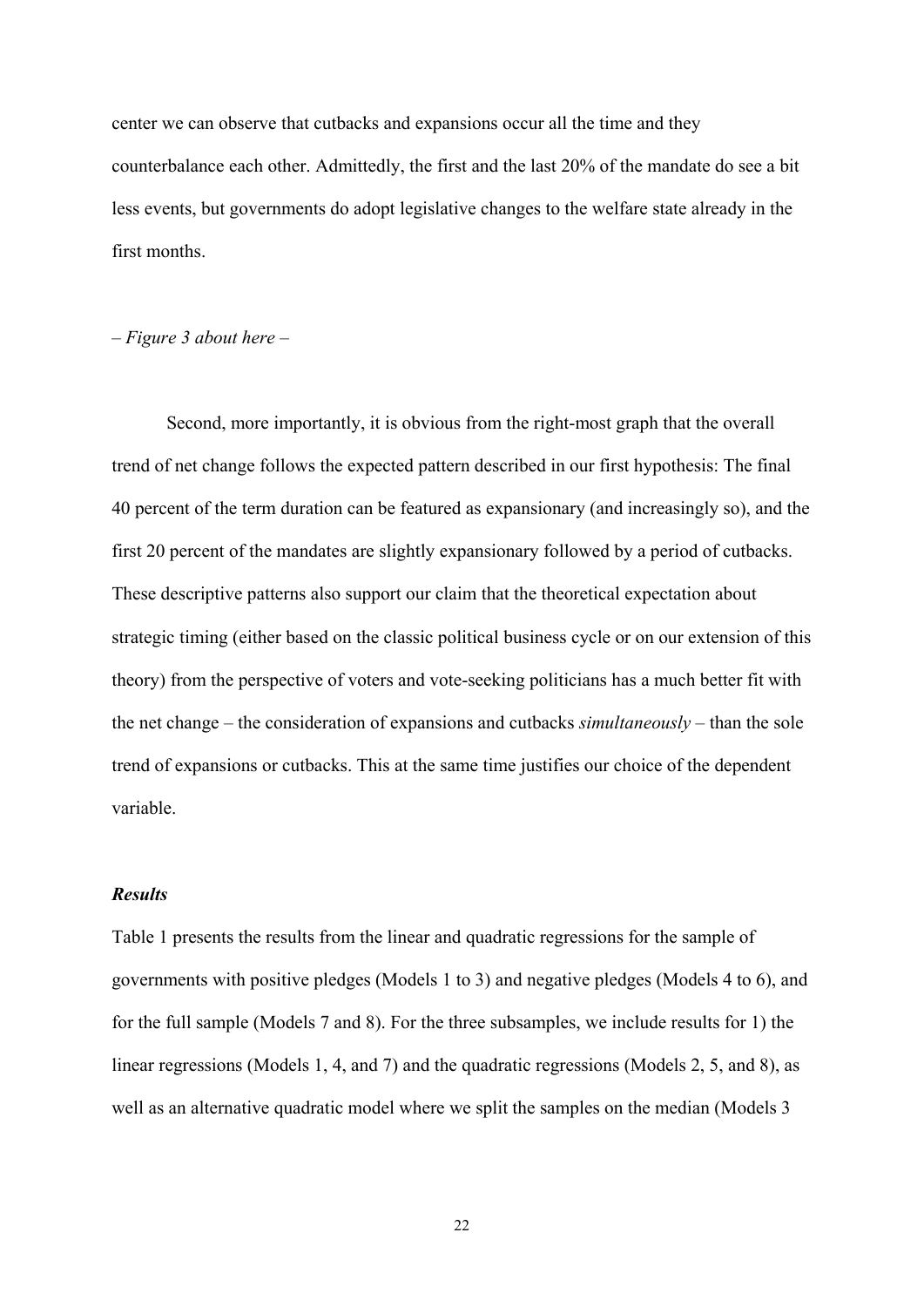center we can observe that cutbacks and expansions occur all the time and they counterbalance each other. Admittedly, the first and the last 20% of the mandate do see a bit less events, but governments do adopt legislative changes to the welfare state already in the first months.

*– Figure 3 about here –*

Second, more importantly, it is obvious from the right-most graph that the overall trend of net change follows the expected pattern described in our first hypothesis: The final 40 percent of the term duration can be featured as expansionary (and increasingly so), and the first 20 percent of the mandates are slightly expansionary followed by a period of cutbacks. These descriptive patterns also support our claim that the theoretical expectation about strategic timing (either based on the classic political business cycle or on our extension of this theory) from the perspective of voters and vote-seeking politicians has a much better fit with the net change – the consideration of expansions and cutbacks *simultaneously* – than the sole trend of expansions or cutbacks. This at the same time justifies our choice of the dependent variable.

### *Results*

Table 1 presents the results from the linear and quadratic regressions for the sample of governments with positive pledges (Models 1 to 3) and negative pledges (Models 4 to 6), and for the full sample (Models 7 and 8). For the three subsamples, we include results for 1) the linear regressions (Models 1, 4, and 7) and the quadratic regressions (Models 2, 5, and 8), as well as an alternative quadratic model where we split the samples on the median (Models 3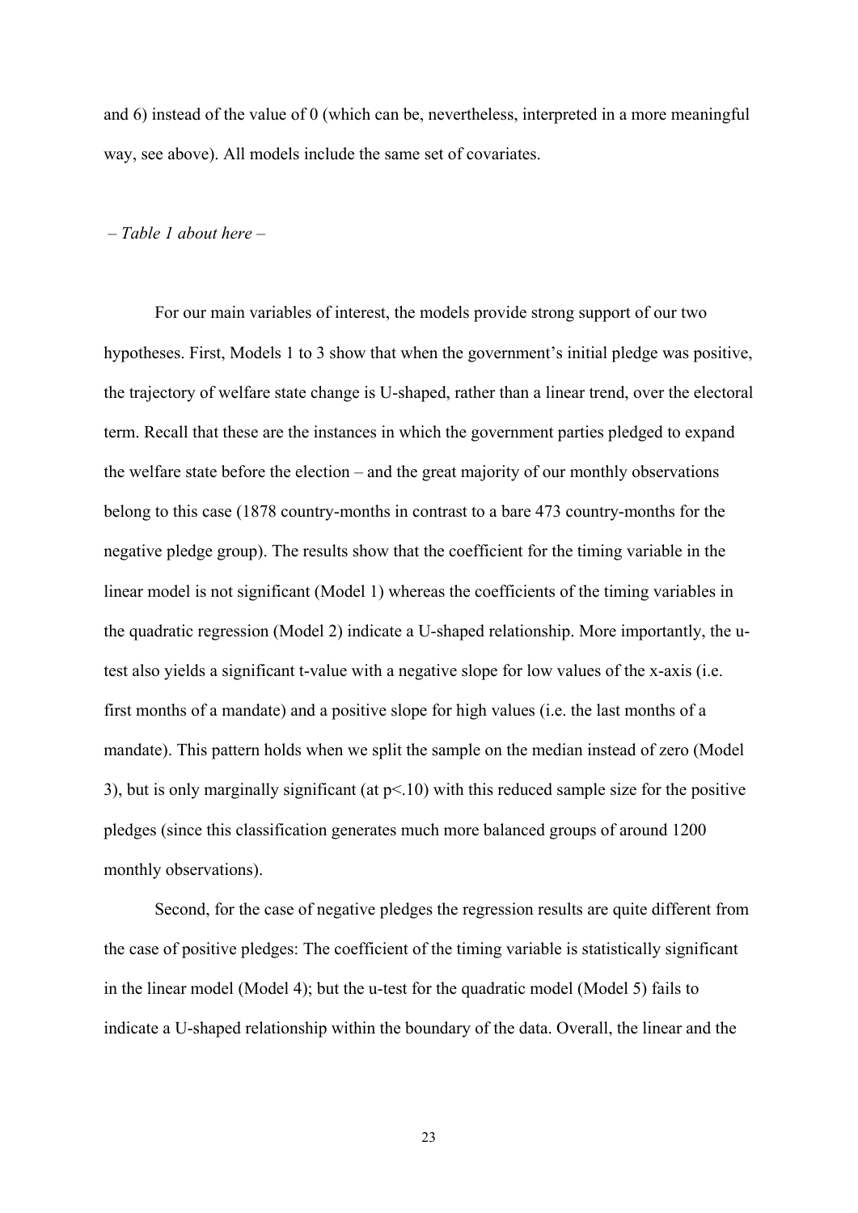and 6) instead of the value of 0 (which can be, nevertheless, interpreted in a more meaningful way, see above). All models include the same set of covariates.

*– Table 1 about here –*

For our main variables of interest, the models provide strong support of our two hypotheses. First, Models 1 to 3 show that when the government's initial pledge was positive, the trajectory of welfare state change is U-shaped, rather than a linear trend, over the electoral term. Recall that these are the instances in which the government parties pledged to expand the welfare state before the election – and the great majority of our monthly observations belong to this case (1878 country-months in contrast to a bare 473 country-months for the negative pledge group). The results show that the coefficient for the timing variable in the linear model is not significant (Model 1) whereas the coefficients of the timing variables in the quadratic regression (Model 2) indicate a U-shaped relationship. More importantly, the u-test also yields a significant t-value with a negative slope for low values of the x-axis (i.e. first months of a mandate) and a positive slope for high values (i.e. the last months of a mandate). This pattern holds when we split the sample on the median instead of zero (Model 3), but is only marginally significant (at $p<.10$) with this reduced sample size for the positive pledges (since this classification generates much more balanced groups of around 1200 monthly observations).

Second, for the case of negative pledges the regression results are quite different from the case of positive pledges: The coefficient of the timing variable is statistically significant in the linear model (Model 4); but the u-test for the quadratic model (Model 5) fails to indicate a U-shaped relationship within the boundary of the data. Overall, the linear and the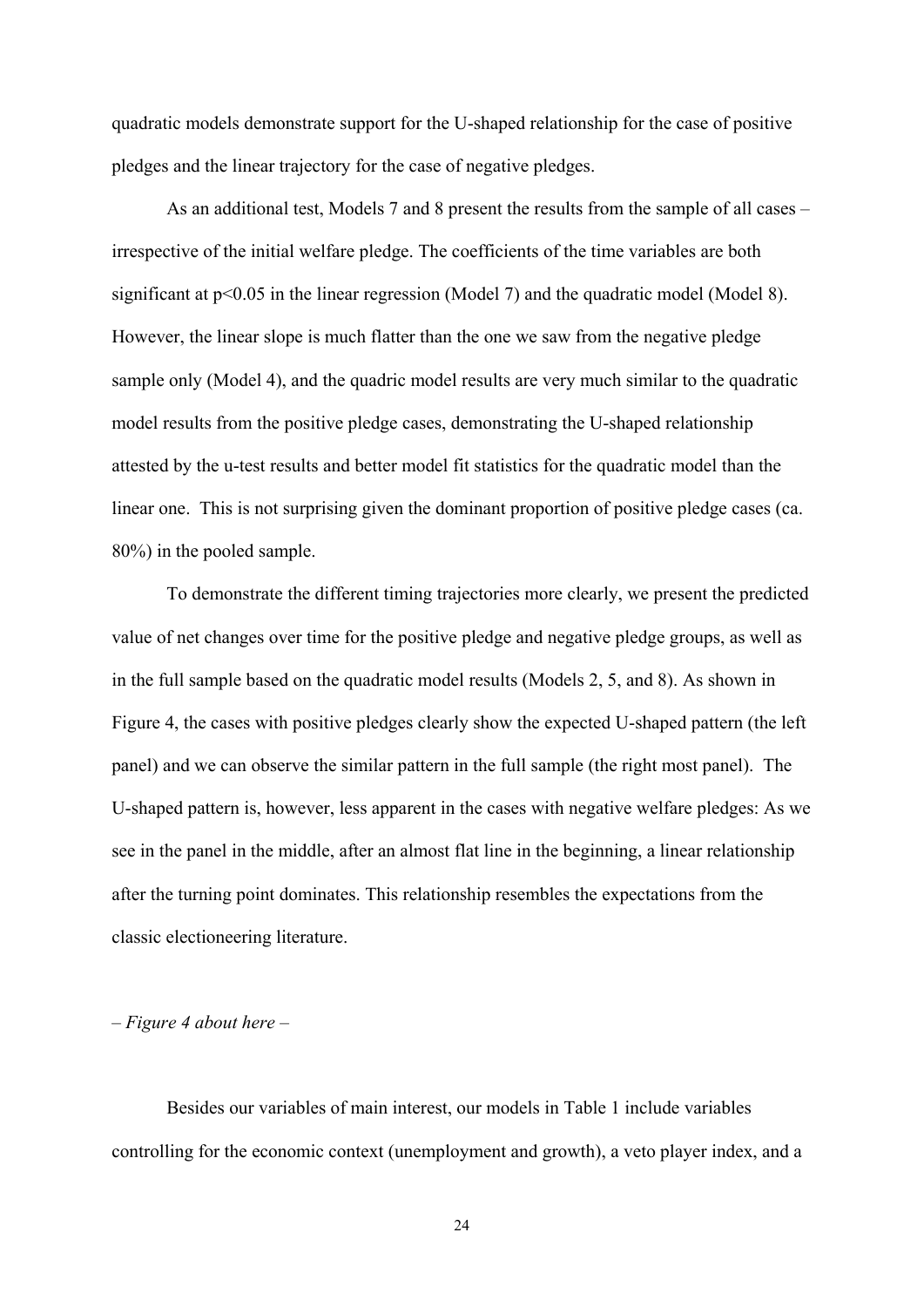quadratic models demonstrate support for the U-shaped relationship for the case of positive pledges and the linear trajectory for the case of negative pledges.

As an additional test, Models 7 and 8 present the results from the sample of all cases – irrespective of the initial welfare pledge. The coefficients of the time variables are both significant at $p<0.05$ in the linear regression (Model 7) and the quadratic model (Model 8). However, the linear slope is much flatter than the one we saw from the negative pledge sample only (Model 4), and the quadric model results are very much similar to the quadratic model results from the positive pledge cases, demonstrating the U-shaped relationship attested by the u-test results and better model fit statistics for the quadratic model than the linear one. This is not surprising given the dominant proportion of positive pledge cases (ca. 80%) in the pooled sample.

To demonstrate the different timing trajectories more clearly, we present the predicted value of net changes over time for the positive pledge and negative pledge groups, as well as in the full sample based on the quadratic model results (Models 2, 5, and 8). As shown in Figure 4, the cases with positive pledges clearly show the expected U-shaped pattern (the left panel) and we can observe the similar pattern in the full sample (the right most panel). The U-shaped pattern is, however, less apparent in the cases with negative welfare pledges: As we see in the panel in the middle, after an almost flat line in the beginning, a linear relationship after the turning point dominates. This relationship resembles the expectations from the classic electioneering literature.

*– Figure 4 about here –*

Besides our variables of main interest, our models in Table 1 include variables controlling for the economic context (unemployment and growth), a veto player index, and a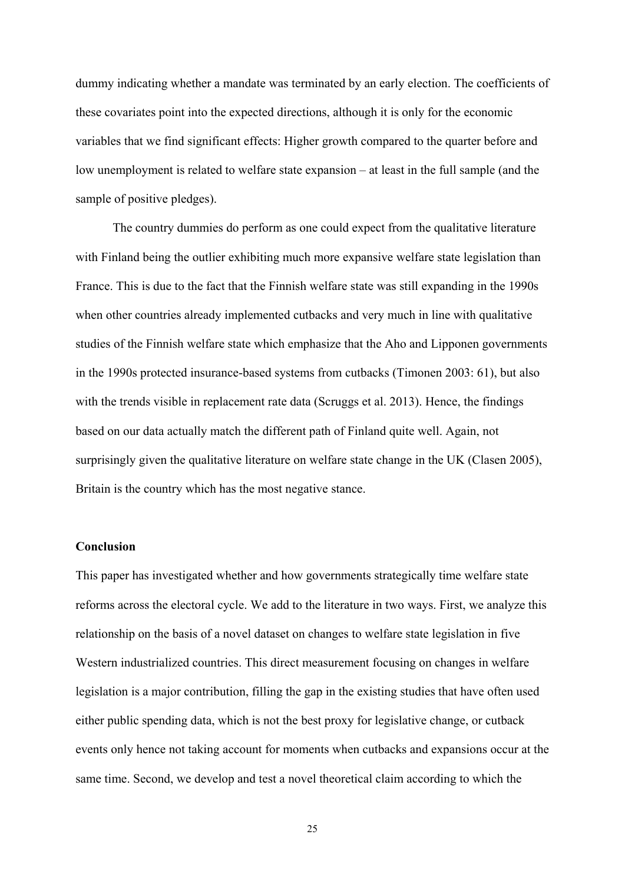dummy indicating whether a mandate was terminated by an early election. The coefficients of these covariates point into the expected directions, although it is only for the economic variables that we find significant effects: Higher growth compared to the quarter before and low unemployment is related to welfare state expansion – at least in the full sample (and the sample of positive pledges).

The country dummies do perform as one could expect from the qualitative literature with Finland being the outlier exhibiting much more expansive welfare state legislation than France. This is due to the fact that the Finnish welfare state was still expanding in the 1990s when other countries already implemented cutbacks and very much in line with qualitative studies of the Finnish welfare state which emphasize that the Aho and Lipponen governments in the 1990s protected insurance-based systems from cutbacks (Timonen 2003: 61), but also with the trends visible in replacement rate data (Scruggs et al. 2013). Hence, the findings based on our data actually match the different path of Finland quite well. Again, not surprisingly given the qualitative literature on welfare state change in the UK (Clasen 2005), Britain is the country which has the most negative stance.

## Conclusion

This paper has investigated whether and how governments strategically time welfare state reforms across the electoral cycle. We add to the literature in two ways. First, we analyze this relationship on the basis of a novel dataset on changes to welfare state legislation in five Western industrialized countries. This direct measurement focusing on changes in welfare legislation is a major contribution, filling the gap in the existing studies that have often used either public spending data, which is not the best proxy for legislative change, or cutback events only hence not taking account for moments when cutbacks and expansions occur at the same time. Second, we develop and test a novel theoretical claim according to which the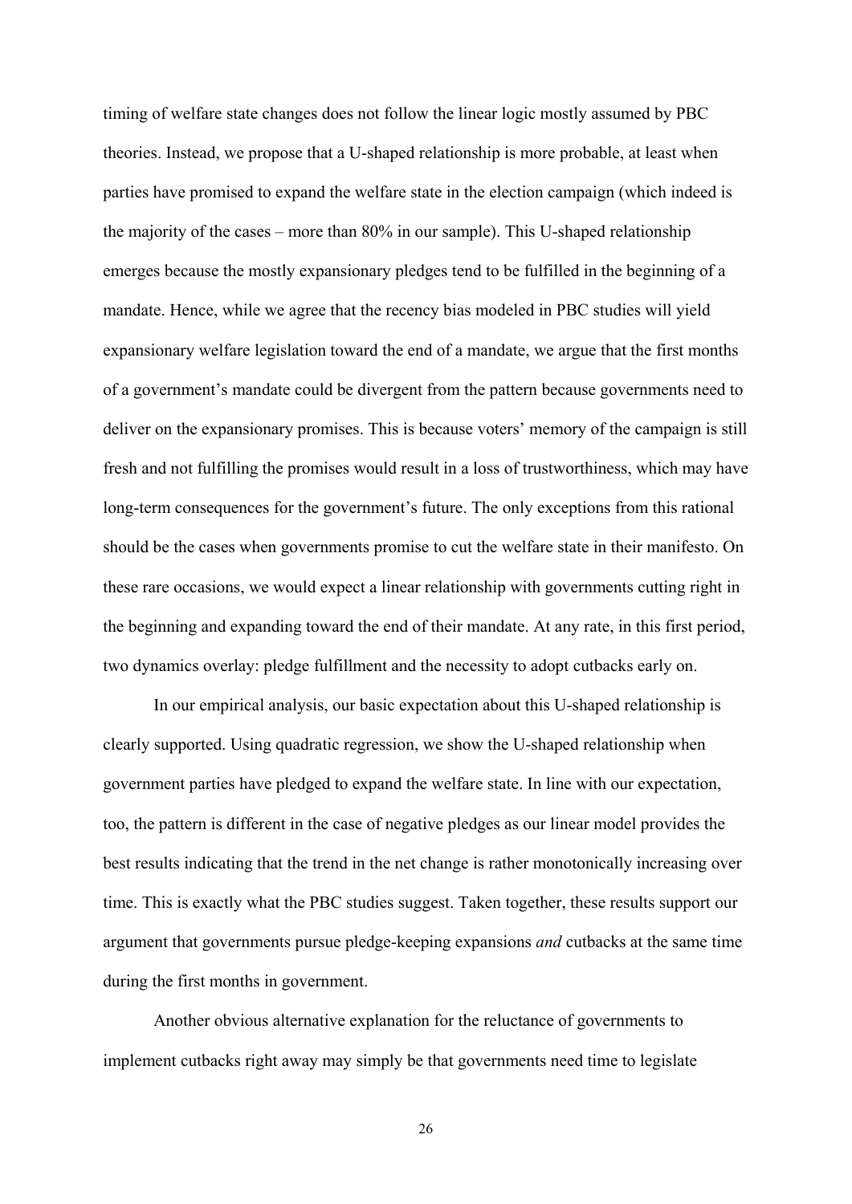timing of welfare state changes does not follow the linear logic mostly assumed by PBC theories. Instead, we propose that a U-shaped relationship is more probable, at least when parties have promised to expand the welfare state in the election campaign (which indeed is the majority of the cases – more than 80% in our sample). This U-shaped relationship emerges because the mostly expansionary pledges tend to be fulfilled in the beginning of a mandate. Hence, while we agree that the recency bias modeled in PBC studies will yield expansionary welfare legislation toward the end of a mandate, we argue that the first months of a government's mandate could be divergent from the pattern because governments need to deliver on the expansionary promises. This is because voters' memory of the campaign is still fresh and not fulfilling the promises would result in a loss of trustworthiness, which may have long-term consequences for the government's future. The only exceptions from this rational should be the cases when governments promise to cut the welfare state in their manifesto. On these rare occasions, we would expect a linear relationship with governments cutting right in the beginning and expanding toward the end of their mandate. At any rate, in this first period, two dynamics overlay: pledge fulfillment and the necessity to adopt cutbacks early on.

In our empirical analysis, our basic expectation about this U-shaped relationship is clearly supported. Using quadratic regression, we show the U-shaped relationship when government parties have pledged to expand the welfare state. In line with our expectation, too, the pattern is different in the case of negative pledges as our linear model provides the best results indicating that the trend in the net change is rather monotonically increasing over time. This is exactly what the PBC studies suggest. Taken together, these results support our argument that governments pursue pledge-keeping expansions *and* cutbacks at the same time during the first months in government.

Another obvious alternative explanation for the reluctance of governments to implement cutbacks right away may simply be that governments need time to legislate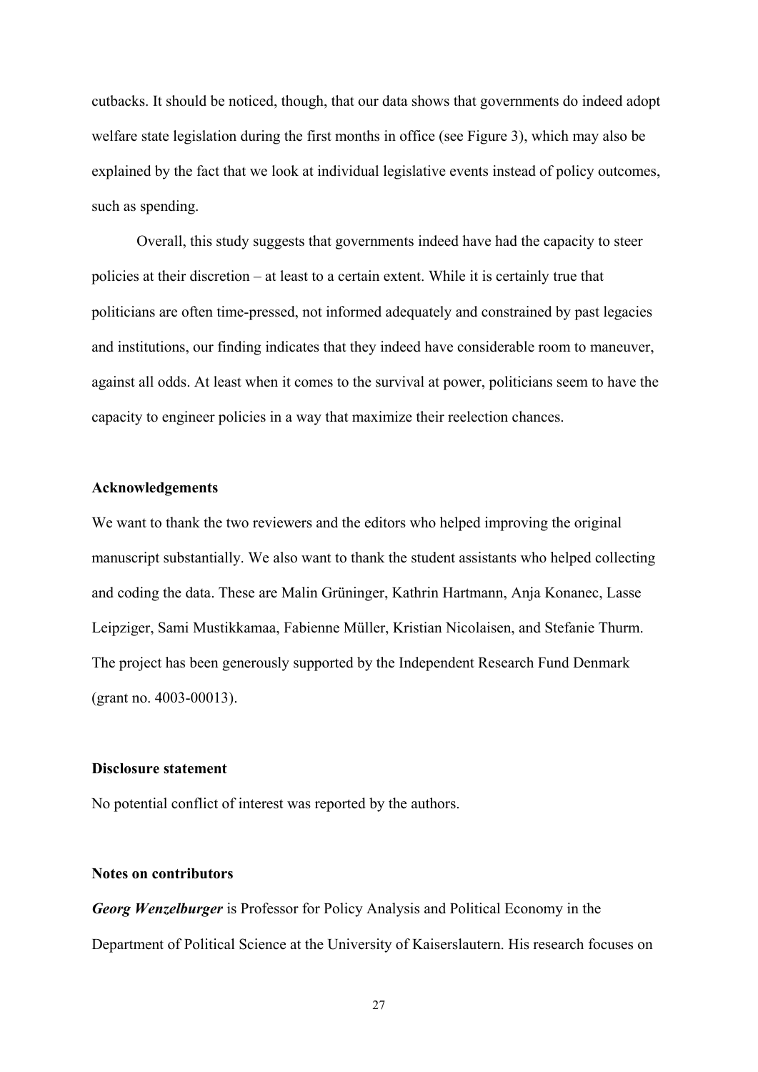cutbacks. It should be noticed, though, that our data shows that governments do indeed adopt welfare state legislation during the first months in office (see Figure 3), which may also be explained by the fact that we look at individual legislative events instead of policy outcomes, such as spending.

Overall, this study suggests that governments indeed have had the capacity to steer policies at their discretion – at least to a certain extent. While it is certainly true that politicians are often time-pressed, not informed adequately and constrained by past legacies and institutions, our finding indicates that they indeed have considerable room to maneuver, against all odds. At least when it comes to the survival at power, politicians seem to have the capacity to engineer policies in a way that maximize their reelection chances.

## Acknowledgements

We want to thank the two reviewers and the editors who helped improving the original manuscript substantially. We also want to thank the student assistants who helped collecting and coding the data. These are Malin Grüninger, Kathrin Hartmann, Anja Konanec, Lasse Leipziger, Sami Mustikkamaa, Fabienne Müller, Kristian Nicolaisen, and Stefanie Thurm. The project has been generously supported by the Independent Research Fund Denmark (grant no. 4003-00013).

## Disclosure statement

No potential conflict of interest was reported by the authors.

## Notes on contributors

***Georg Wenzelburger*** is Professor for Policy Analysis and Political Economy in the Department of Political Science at the University of Kaiserslautern. His research focuses on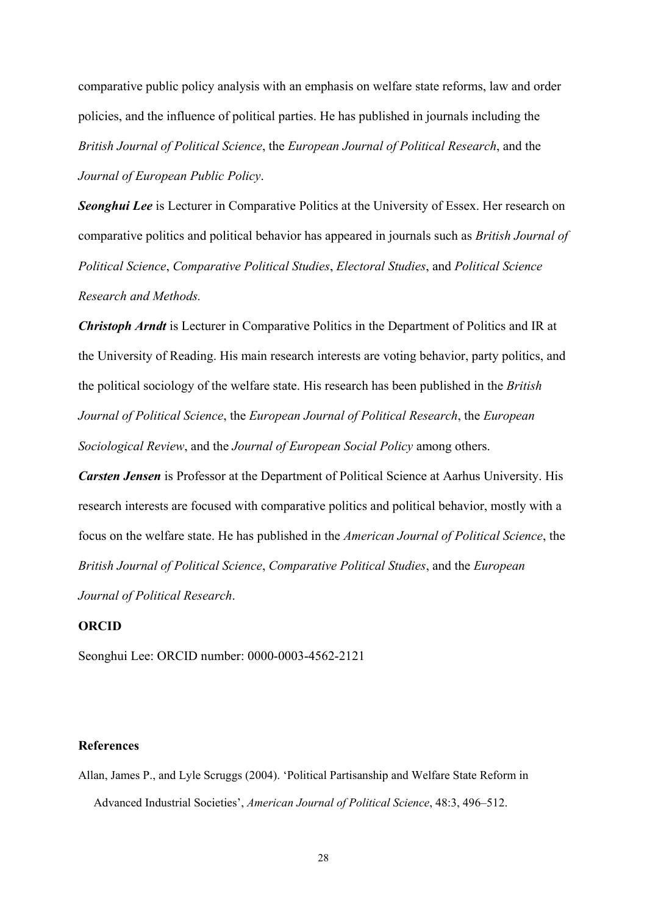comparative public policy analysis with an emphasis on welfare state reforms, law and order policies, and the influence of political parties. He has published in journals including the *British Journal of Political Science*, the *European Journal of Political Research*, and the *Journal of European Public Policy*.

***Seonghui Lee*** is Lecturer in Comparative Politics at the University of Essex. Her research on comparative politics and political behavior has appeared in journals such as *British Journal of Political Science*, *Comparative Political Studies*, *Electoral Studies*, and *Political Science Research and Methods.*

***Christoph Arndt*** is Lecturer in Comparative Politics in the Department of Politics and IR at the University of Reading. His main research interests are voting behavior, party politics, and the political sociology of the welfare state. His research has been published in the *British Journal of Political Science*, the *European Journal of Political Research*, the *European Sociological Review*, and the *Journal of European Social Policy* among others.

***Carsten Jensen*** is Professor at the Department of Political Science at Aarhus University. His research interests are focused with comparative politics and political behavior, mostly with a focus on the welfare state. He has published in the *American Journal of Political Science*, the *British Journal of Political Science*, *Comparative Political Studies*, and the *European Journal of Political Research*.

**ORCID**

Seonghui Lee: ORCID number: 0000-0003-4562-2121

**References**

Allan, James P., and Lyle Scruggs (2004). 'Political Partisanship and Welfare State Reform in Advanced Industrial Societies', *American Journal of Political Science*, 48:3, 496–512.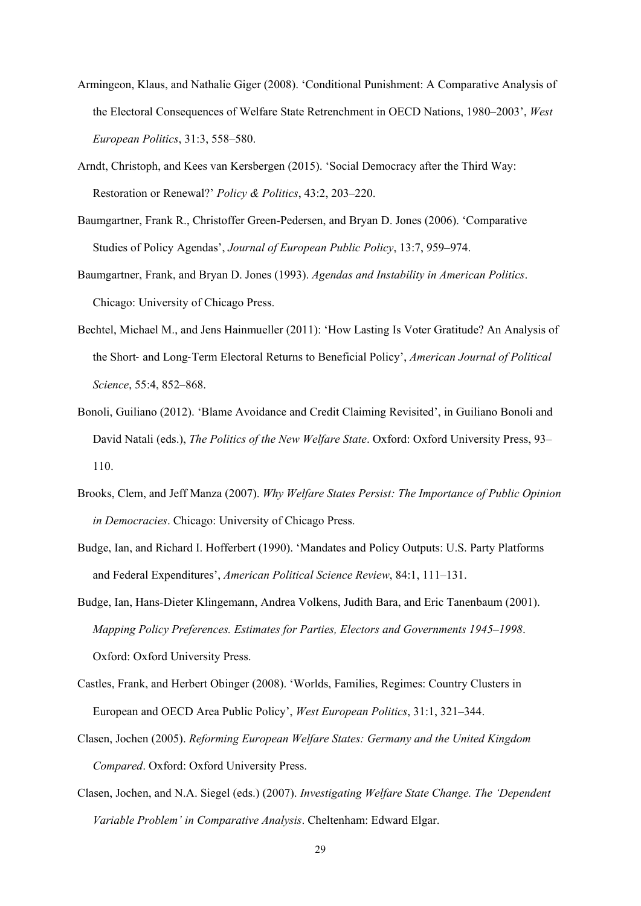Armingeon, Klaus, and Nathalie Giger (2008). 'Conditional Punishment: A Comparative Analysis of the Electoral Consequences of Welfare State Retrenchment in OECD Nations, 1980–2003', *West European Politics*, 31:3, 558–580.

Arndt, Christoph, and Kees van Kersbergen (2015). 'Social Democracy after the Third Way: Restoration or Renewal?' *Policy & Politics*, 43:2, 203–220.

Baumgartner, Frank R., Christoffer Green-Pedersen, and Bryan D. Jones (2006). 'Comparative Studies of Policy Agendas', *Journal of European Public Policy*, 13:7, 959–974.

Baumgartner, Frank, and Bryan D. Jones (1993). *Agendas and Instability in American Politics*. Chicago: University of Chicago Press.

Bechtel, Michael M., and Jens Hainmueller (2011): 'How Lasting Is Voter Gratitude? An Analysis of the Short- and Long-Term Electoral Returns to Beneficial Policy', *American Journal of Political Science*, 55:4, 852–868.

Bonoli, Guiliano (2012). 'Blame Avoidance and Credit Claiming Revisited', in Guiliano Bonoli and David Natali (eds.), *The Politics of the New Welfare State*. Oxford: Oxford University Press, 93–110.

Brooks, Clem, and Jeff Manza (2007). *Why Welfare States Persist: The Importance of Public Opinion in Democracies*. Chicago: University of Chicago Press.

Budge, Ian, and Richard I. Hofferbert (1990). 'Mandates and Policy Outputs: U.S. Party Platforms and Federal Expenditures', *American Political Science Review*, 84:1, 111–131.

Budge, Ian, Hans-Dieter Klingemann, Andrea Volkens, Judith Bara, and Eric Tanenbaum (2001). *Mapping Policy Preferences. Estimates for Parties, Electors and Governments 1945–1998*. Oxford: Oxford University Press.

Castles, Frank, and Herbert Obinger (2008). 'Worlds, Families, Regimes: Country Clusters in European and OECD Area Public Policy', *West European Politics*, 31:1, 321–344.

Clasen, Jochen (2005). *Reforming European Welfare States: Germany and the United Kingdom Compared*. Oxford: Oxford University Press.

Clasen, Jochen, and N.A. Siegel (eds.) (2007). *Investigating Welfare State Change. The 'Dependent Variable Problem' in Comparative Analysis*. Cheltenham: Edward Elgar.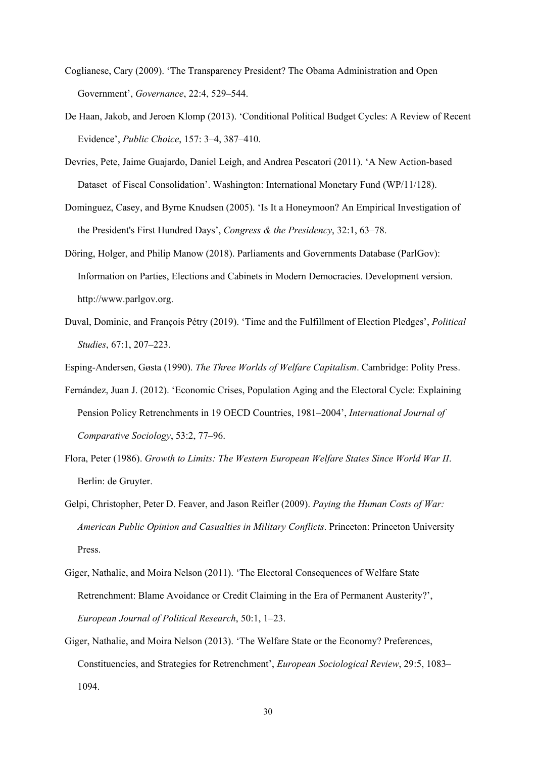Coglianese, Cary (2009). 'The Transparency President? The Obama Administration and Open Government', *Governance*, 22:4, 529–544.

De Haan, Jakob, and Jeroen Klomp (2013). 'Conditional Political Budget Cycles: A Review of Recent Evidence', *Public Choice*, 157: 3–4, 387–410.

Devries, Pete, Jaime Guajardo, Daniel Leigh, and Andrea Pescatori (2011). 'A New Action-based Dataset of Fiscal Consolidation'. Washington: International Monetary Fund (WP/11/128).

Dominguez, Casey, and Byrne Knudsen (2005). 'Is It a Honeymoon? An Empirical Investigation of the President's First Hundred Days', *Congress & the Presidency*, 32:1, 63–78.

Döring, Holger, and Philip Manow (2018). Parliaments and Governments Database (ParlGov): Information on Parties, Elections and Cabinets in Modern Democracies. Development version. http://www.parlgov.org.

Duval, Dominic, and François Pétry (2019). 'Time and the Fulfillment of Election Pledges', *Political Studies*, 67:1, 207–223.

Esping-Andersen, Gøsta (1990). *The Three Worlds of Welfare Capitalism*. Cambridge: Polity Press.

Fernández, Juan J. (2012). 'Economic Crises, Population Aging and the Electoral Cycle: Explaining Pension Policy Retrenchments in 19 OECD Countries, 1981–2004', *International Journal of Comparative Sociology*, 53:2, 77–96.

Flora, Peter (1986). *Growth to Limits: The Western European Welfare States Since World War II*. Berlin: de Gruyter.

Gelpi, Christopher, Peter D. Feaver, and Jason Reifler (2009). *Paying the Human Costs of War: American Public Opinion and Casualties in Military Conflicts*. Princeton: Princeton University Press.

Giger, Nathalie, and Moira Nelson (2011). 'The Electoral Consequences of Welfare State Retrenchment: Blame Avoidance or Credit Claiming in the Era of Permanent Austerity?', *European Journal of Political Research*, 50:1, 1–23.

Giger, Nathalie, and Moira Nelson (2013). 'The Welfare State or the Economy? Preferences, Constituencies, and Strategies for Retrenchment', *European Sociological Review*, 29:5, 1083–1094.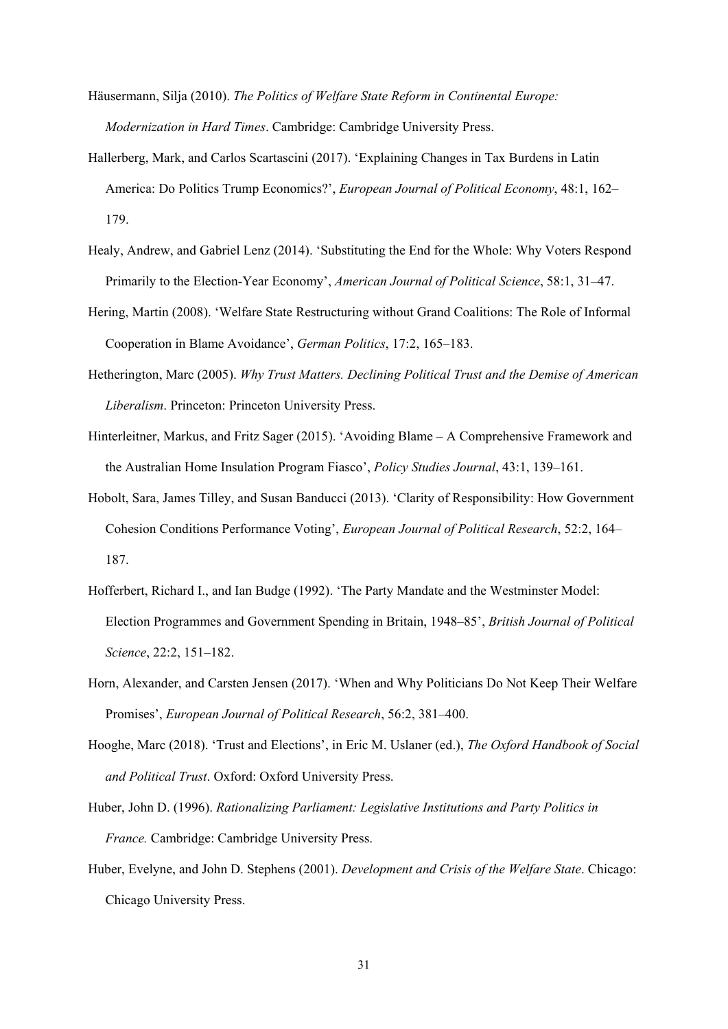Häusermann, Silja (2010). *The Politics of Welfare State Reform in Continental Europe: Modernization in Hard Times*. Cambridge: Cambridge University Press.

Hallerberg, Mark, and Carlos Scartascini (2017). 'Explaining Changes in Tax Burdens in Latin America: Do Politics Trump Economics?', *European Journal of Political Economy*, 48:1, 162–179.

Healy, Andrew, and Gabriel Lenz (2014). 'Substituting the End for the Whole: Why Voters Respond Primarily to the Election-Year Economy', *American Journal of Political Science*, 58:1, 31–47.

Hering, Martin (2008). 'Welfare State Restructuring without Grand Coalitions: The Role of Informal Cooperation in Blame Avoidance', *German Politics*, 17:2, 165–183.

Hetherington, Marc (2005). *Why Trust Matters. Declining Political Trust and the Demise of American Liberalism*. Princeton: Princeton University Press.

Hinterleitner, Markus, and Fritz Sager (2015). 'Avoiding Blame – A Comprehensive Framework and the Australian Home Insulation Program Fiasco', *Policy Studies Journal*, 43:1, 139–161.

Hobolt, Sara, James Tilley, and Susan Banducci (2013). 'Clarity of Responsibility: How Government Cohesion Conditions Performance Voting', *European Journal of Political Research*, 52:2, 164–187.

Hofferbert, Richard I., and Ian Budge (1992). 'The Party Mandate and the Westminster Model: Election Programmes and Government Spending in Britain, 1948–85', *British Journal of Political Science*, 22:2, 151–182.

Horn, Alexander, and Carsten Jensen (2017). 'When and Why Politicians Do Not Keep Their Welfare Promises', *European Journal of Political Research*, 56:2, 381–400.

Hooghe, Marc (2018). 'Trust and Elections', in Eric M. Uslaner (ed.), *The Oxford Handbook of Social and Political Trust*. Oxford: Oxford University Press.

Huber, John D. (1996). *Rationalizing Parliament: Legislative Institutions and Party Politics in France.* Cambridge: Cambridge University Press.

Huber, Evelyne, and John D. Stephens (2001). *Development and Crisis of the Welfare State*. Chicago: Chicago University Press.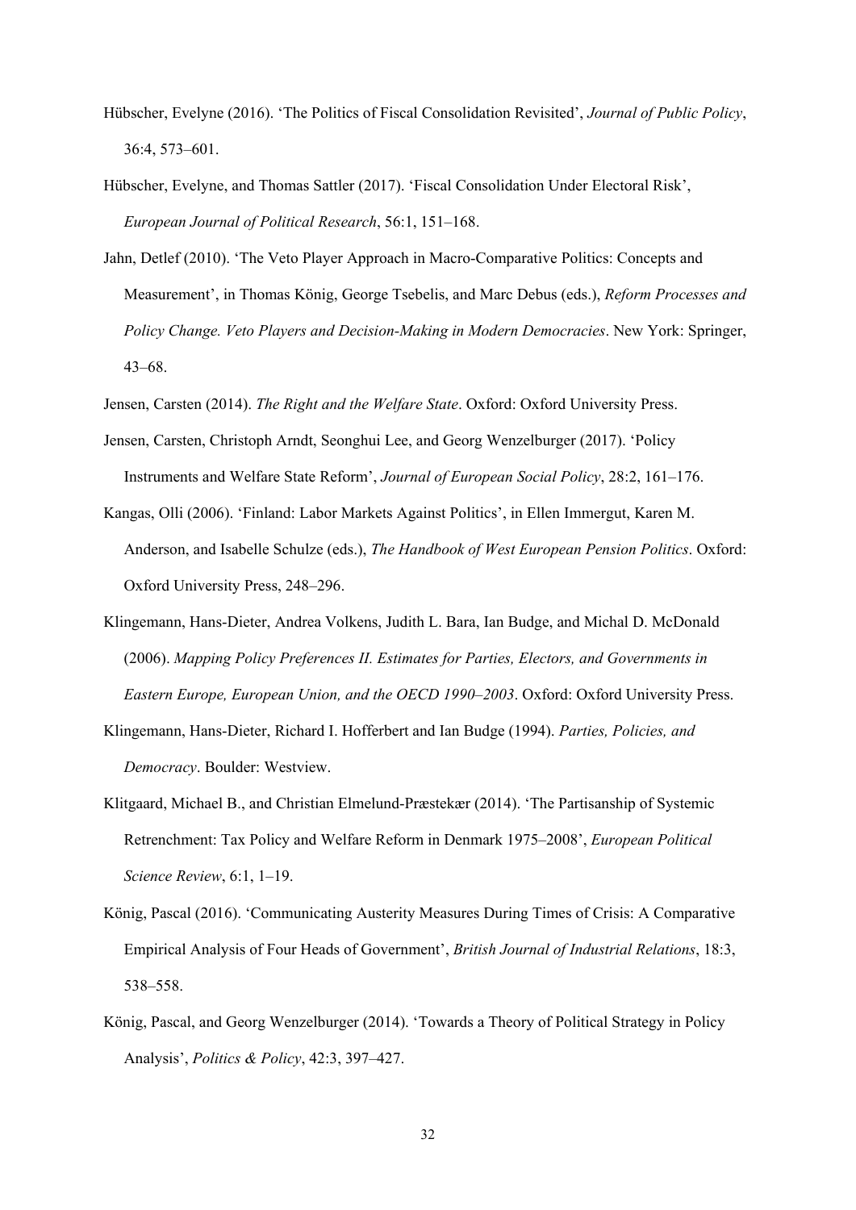Hübscher, Evelyne (2016). 'The Politics of Fiscal Consolidation Revisited', *Journal of Public Policy*, 36:4, 573–601.

Hübscher, Evelyne, and Thomas Sattler (2017). 'Fiscal Consolidation Under Electoral Risk', *European Journal of Political Research*, 56:1, 151–168.

Jahn, Detlef (2010). 'The Veto Player Approach in Macro-Comparative Politics: Concepts and Measurement', in Thomas König, George Tsebelis, and Marc Debus (eds.), *Reform Processes and Policy Change. Veto Players and Decision-Making in Modern Democracies*. New York: Springer, 43–68.

Jensen, Carsten (2014). *The Right and the Welfare State*. Oxford: Oxford University Press.

Jensen, Carsten, Christoph Arndt, Seonghui Lee, and Georg Wenzelburger (2017). 'Policy Instruments and Welfare State Reform', *Journal of European Social Policy*, 28:2, 161–176.

Kangas, Olli (2006). 'Finland: Labor Markets Against Politics', in Ellen Immergut, Karen M. Anderson, and Isabelle Schulze (eds.), *The Handbook of West European Pension Politics*. Oxford: Oxford University Press, 248–296.

Klingemann, Hans-Dieter, Andrea Volkens, Judith L. Bara, Ian Budge, and Michal D. McDonald (2006). *Mapping Policy Preferences II. Estimates for Parties, Electors, and Governments in Eastern Europe, European Union, and the OECD 1990–2003*. Oxford: Oxford University Press.

Klingemann, Hans-Dieter, Richard I. Hofferbert and Ian Budge (1994). *Parties, Policies, and Democracy*. Boulder: Westview.

Klitgaard, Michael B., and Christian Elmelund-Præstekær (2014). 'The Partisanship of Systemic Retrenchment: Tax Policy and Welfare Reform in Denmark 1975–2008', *European Political Science Review*, 6:1, 1–19.

König, Pascal (2016). 'Communicating Austerity Measures During Times of Crisis: A Comparative Empirical Analysis of Four Heads of Government', *British Journal of Industrial Relations*, 18:3, 538–558.

König, Pascal, and Georg Wenzelburger (2014). 'Towards a Theory of Political Strategy in Policy Analysis', *Politics & Policy*, 42:3, 397–427.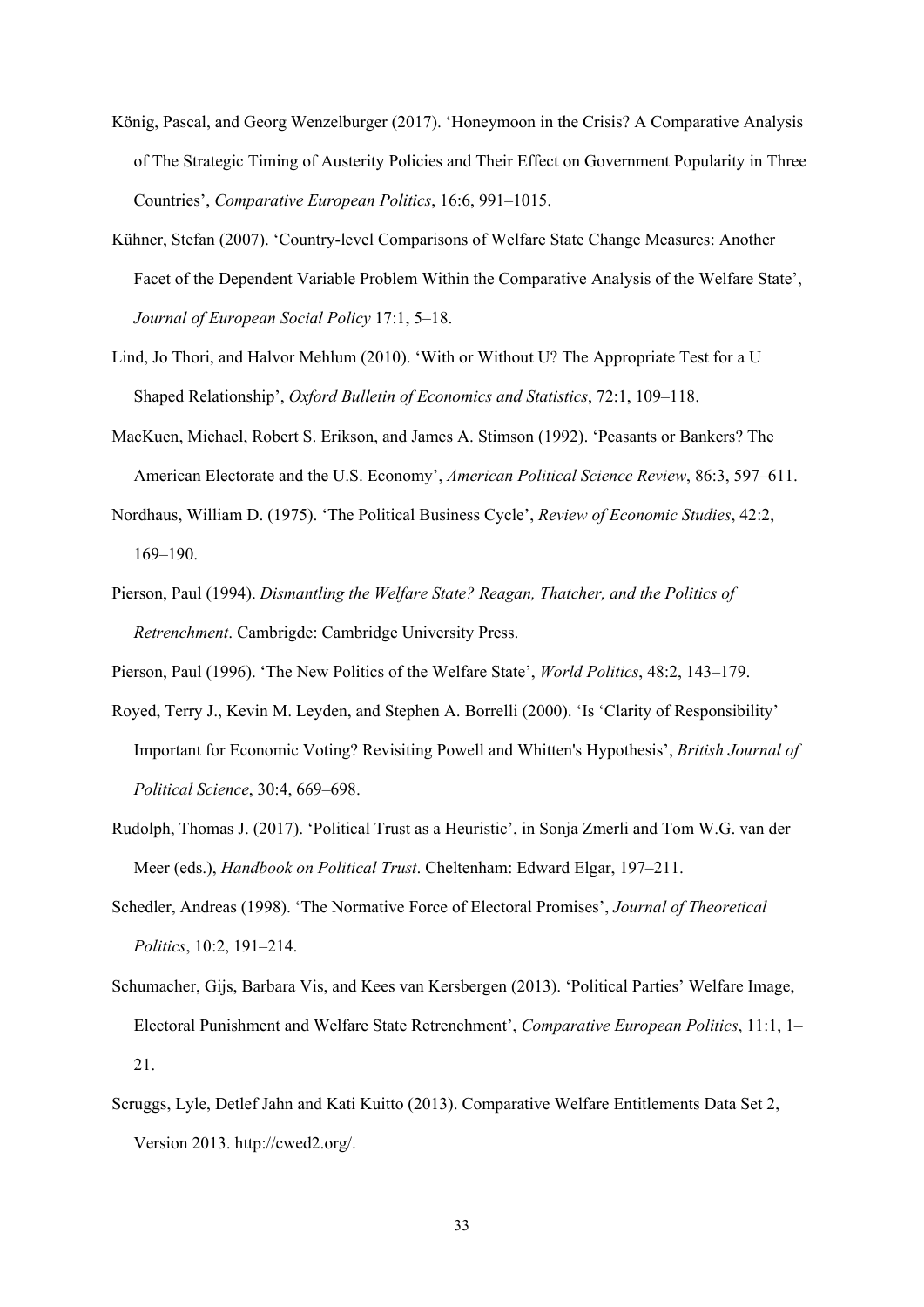König, Pascal, and Georg Wenzelburger (2017). 'Honeymoon in the Crisis? A Comparative Analysis of The Strategic Timing of Austerity Policies and Their Effect on Government Popularity in Three Countries', *Comparative European Politics*, 16:6, 991–1015.

Kühner, Stefan (2007). 'Country-level Comparisons of Welfare State Change Measures: Another Facet of the Dependent Variable Problem Within the Comparative Analysis of the Welfare State', *Journal of European Social Policy* 17:1, 5–18.

Lind, Jo Thori, and Halvor Mehlum (2010). 'With or Without U? The Appropriate Test for a U Shaped Relationship', *Oxford Bulletin of Economics and Statistics*, 72:1, 109–118.

MacKuen, Michael, Robert S. Erikson, and James A. Stimson (1992). 'Peasants or Bankers? The American Electorate and the U.S. Economy', *American Political Science Review*, 86:3, 597–611.

Nordhaus, William D. (1975). 'The Political Business Cycle', *Review of Economic Studies*, 42:2, 169–190.

Pierson, Paul (1994). *Dismantling the Welfare State? Reagan, Thatcher, and the Politics of Retrenchment*. Cambrigde: Cambridge University Press.

Pierson, Paul (1996). 'The New Politics of the Welfare State', *World Politics*, 48:2, 143–179.

Royed, Terry J., Kevin M. Leyden, and Stephen A. Borrelli (2000). 'Is 'Clarity of Responsibility' Important for Economic Voting? Revisiting Powell and Whitten's Hypothesis', *British Journal of Political Science*, 30:4, 669–698.

Rudolph, Thomas J. (2017). 'Political Trust as a Heuristic', in Sonja Zmerli and Tom W.G. van der Meer (eds.), *Handbook on Political Trust*. Cheltenham: Edward Elgar, 197–211.

Schedler, Andreas (1998). 'The Normative Force of Electoral Promises', *Journal of Theoretical Politics*, 10:2, 191–214.

Schumacher, Gijs, Barbara Vis, and Kees van Kersbergen (2013). 'Political Parties' Welfare Image, Electoral Punishment and Welfare State Retrenchment', *Comparative European Politics*, 11:1, 1–21.

Scruggs, Lyle, Detlef Jahn and Kati Kuitto (2013). Comparative Welfare Entitlements Data Set 2, Version 2013. http://cwed2.org/.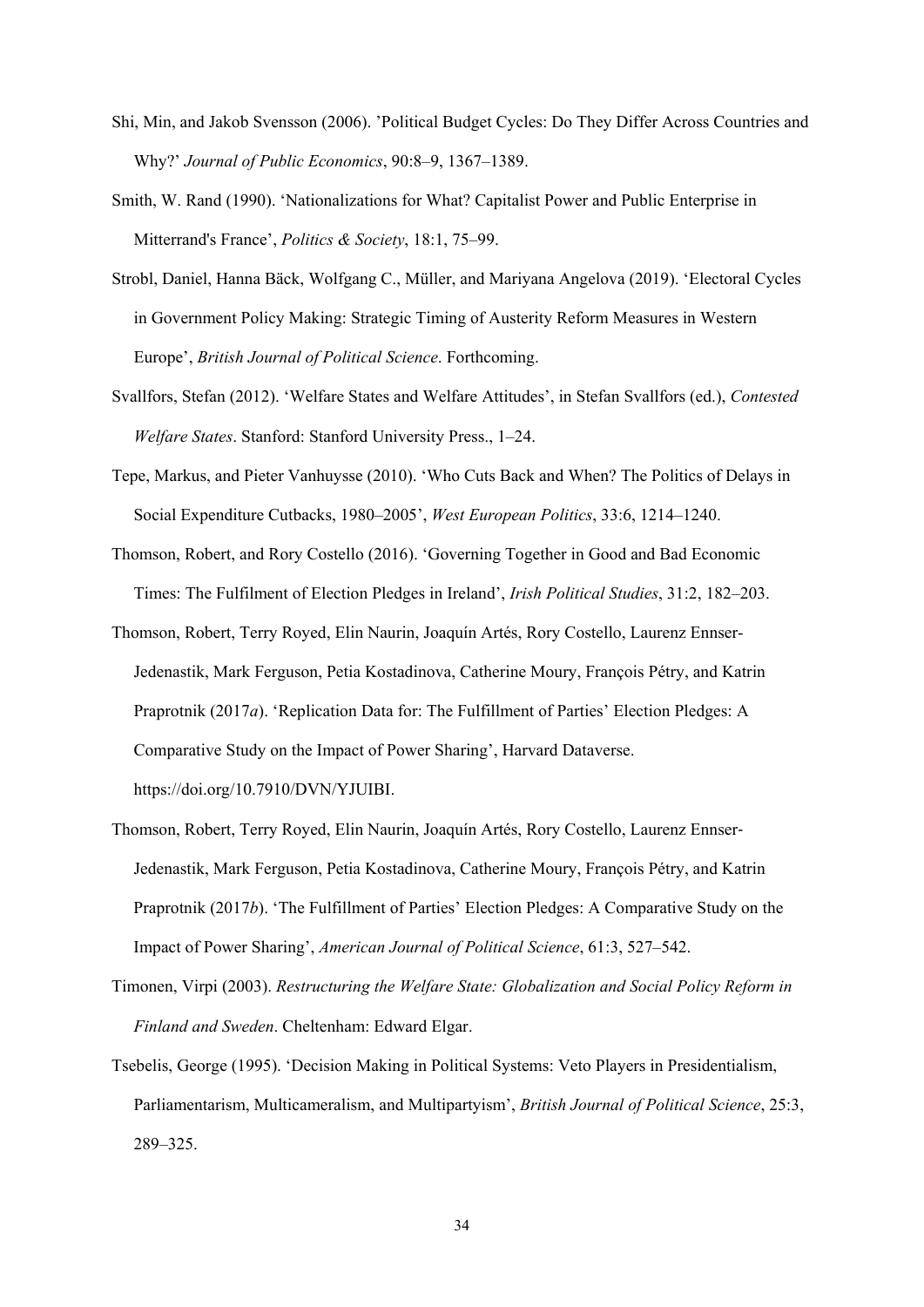Shi, Min, and Jakob Svensson (2006). 'Political Budget Cycles: Do They Differ Across Countries and Why?' *Journal of Public Economics*, 90:8–9, 1367–1389.

Smith, W. Rand (1990). 'Nationalizations for What? Capitalist Power and Public Enterprise in Mitterrand's France', *Politics & Society*, 18:1, 75–99.

Strobl, Daniel, Hanna Bäck, Wolfgang C., Müller, and Mariyana Angelova (2019). 'Electoral Cycles in Government Policy Making: Strategic Timing of Austerity Reform Measures in Western Europe', *British Journal of Political Science*. Forthcoming.

Svallfors, Stefan (2012). 'Welfare States and Welfare Attitudes', in Stefan Svallfors (ed.), *Contested Welfare States*. Stanford: Stanford University Press., 1–24.

Tepe, Markus, and Pieter Vanhuysse (2010). 'Who Cuts Back and When? The Politics of Delays in Social Expenditure Cutbacks, 1980–2005', *West European Politics*, 33:6, 1214–1240.

Thomson, Robert, and Rory Costello (2016). 'Governing Together in Good and Bad Economic Times: The Fulfilment of Election Pledges in Ireland', *Irish Political Studies*, 31:2, 182–203.

Thomson, Robert, Terry Royed, Elin Naurin, Joaquín Artés, Rory Costello, Laurenz Ennser-Jedenastik, Mark Ferguson, Petia Kostadinova, Catherine Moury, François Pétry, and Katrin Praprotnik (2017*a*). 'Replication Data for: The Fulfillment of Parties' Election Pledges: A Comparative Study on the Impact of Power Sharing', Harvard Dataverse. https://doi.org/10.7910/DVN/YJUIBI.

Thomson, Robert, Terry Royed, Elin Naurin, Joaquín Artés, Rory Costello, Laurenz Ennser-Jedenastik, Mark Ferguson, Petia Kostadinova, Catherine Moury, François Pétry, and Katrin Praprotnik (2017*b*). 'The Fulfillment of Parties' Election Pledges: A Comparative Study on the Impact of Power Sharing', *American Journal of Political Science*, 61:3, 527–542.

Timonen, Virpi (2003). *Restructuring the Welfare State: Globalization and Social Policy Reform in Finland and Sweden*. Cheltenham: Edward Elgar.

Tsebelis, George (1995). 'Decision Making in Political Systems: Veto Players in Presidentialism, Parliamentarism, Multicameralism, and Multipartyism', *British Journal of Political Science*, 25:3, 289–325.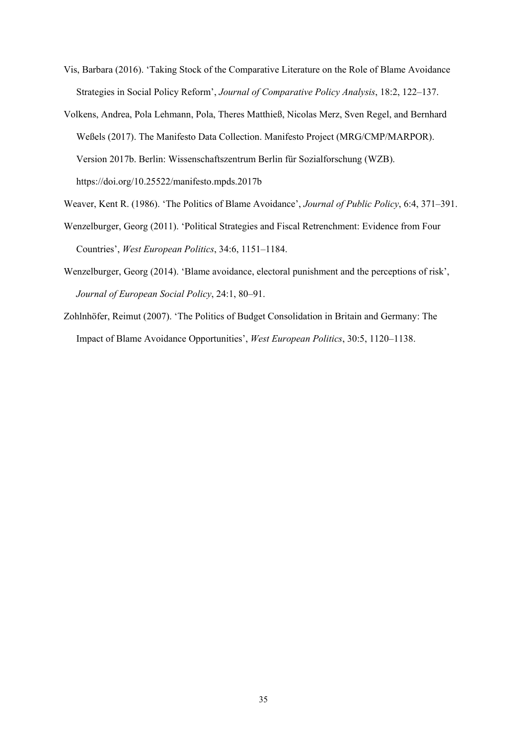Vis, Barbara (2016). 'Taking Stock of the Comparative Literature on the Role of Blame Avoidance Strategies in Social Policy Reform', *Journal of Comparative Policy Analysis*, 18:2, 122–137.

Volkens, Andrea, Pola Lehmann, Pola, Theres Matthieß, Nicolas Merz, Sven Regel, and Bernhard Weßels (2017). The Manifesto Data Collection. Manifesto Project (MRG/CMP/MARPOR). Version 2017b. Berlin: Wissenschaftszentrum Berlin für Sozialforschung (WZB). https://doi.org/10.25522/manifesto.mpds.2017b

Weaver, Kent R. (1986). 'The Politics of Blame Avoidance', *Journal of Public Policy*, 6:4, 371–391.

Wenzelburger, Georg (2011). 'Political Strategies and Fiscal Retrenchment: Evidence from Four Countries', *West European Politics*, 34:6, 1151–1184.

Wenzelburger, Georg (2014). 'Blame avoidance, electoral punishment and the perceptions of risk', *Journal of European Social Policy*, 24:1, 80–91.

Zohlnhöfer, Reimut (2007). 'The Politics of Budget Consolidation in Britain and Germany: The Impact of Blame Avoidance Opportunities', *West European Politics*, 30:5, 1120–1138.